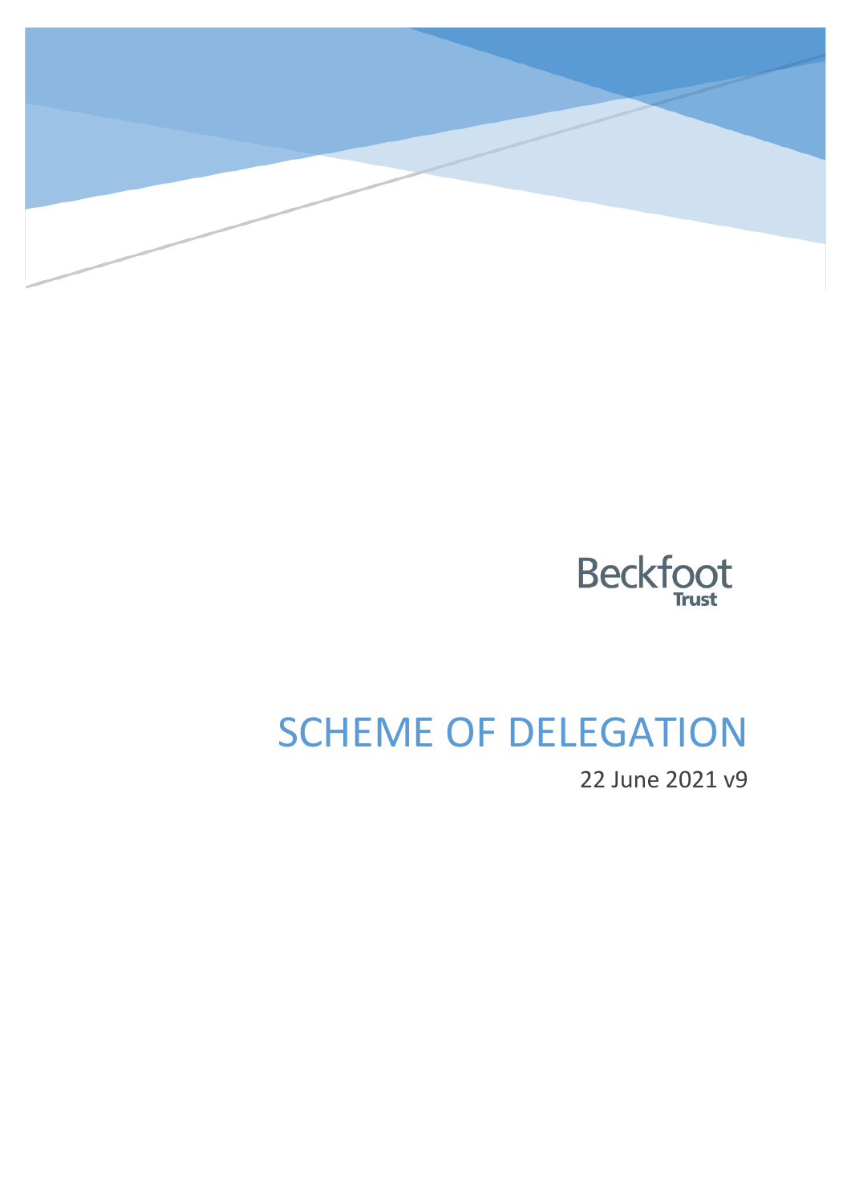Beckfoot Trust

# SCHEME OF DELEGATION

22 June 2021 v9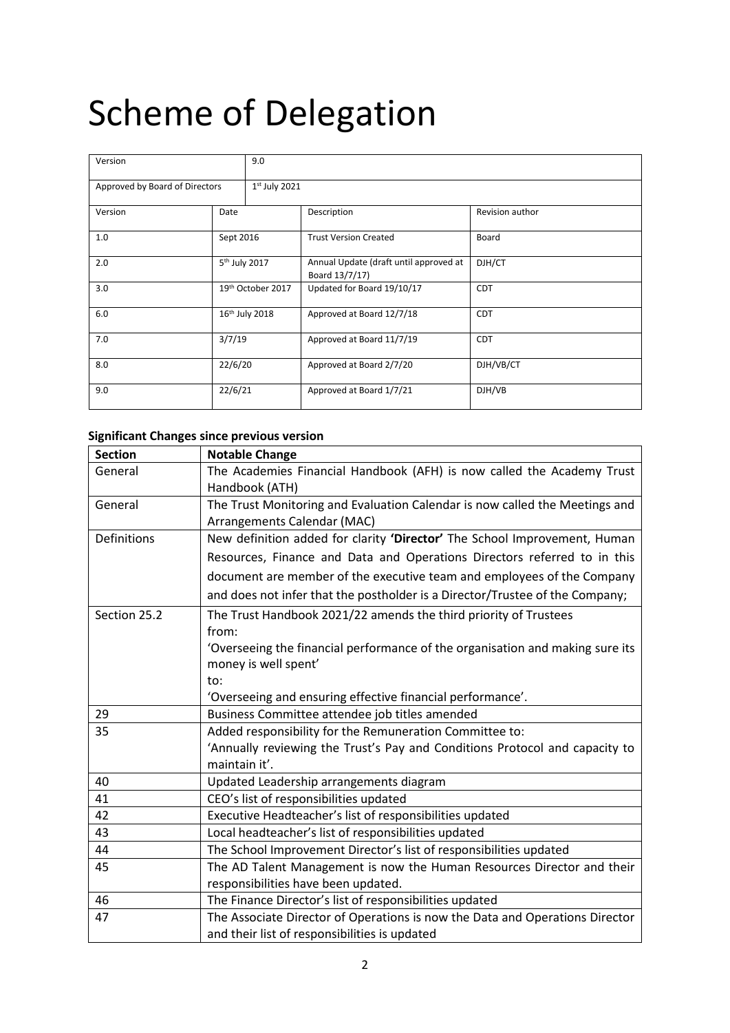# Scheme of Delegation

| Version | | 9.0 | |
|---|---|---|---|
| Approved by Board of Directors | | 1st July 2021 | |
| Version | Date | Description | Revision author |
| 1.0 | Sept 2016 | Trust Version Created | Board |
| 2.0 | 5th July 2017 | Annual Update (draft until approved at Board 13/7/17) | DJH/CT |
| 3.0 | 19th October 2017 | Updated for Board 19/10/17 | CDT |
| 6.0 | 16th July 2018 | Approved at Board 12/7/18 | CDT |
| 7.0 | 3/7/19 | Approved at Board 11/7/19 | CDT |
| 8.0 | 22/6/20 | Approved at Board 2/7/20 | DJH/VB/CT |
| 9.0 | 22/6/21 | Approved at Board 1/7/21 | DJH/VB |

**Significant Changes since previous version**

| Section | Notable Change |
|---|---|
| General | The Academies Financial Handbook (AFH) is now called the Academy Trust Handbook (ATH) |
| General | The Trust Monitoring and Evaluation Calendar is now called the Meetings and Arrangements Calendar (MAC) |
| Definitions | New definition added for clarity **'Director'** The School Improvement, Human Resources, Finance and Data and Operations Directors referred to in this document are member of the executive team and employees of the Company and does not infer that the postholder is a Director/Trustee of the Company; |
| Section 25.2 | The Trust Handbook 2021/22 amends the third priority of Trustees from: 'Overseeing the financial performance of the organisation and making sure its money is well spent' to: 'Overseeing and ensuring effective financial performance'. |
| 29 | Business Committee attendee job titles amended |
| 35 | Added responsibility for the Remuneration Committee to: 'Annually reviewing the Trust's Pay and Conditions Protocol and capacity to maintain it'. |
| 40 | Updated Leadership arrangements diagram |
| 41 | CEO's list of responsibilities updated |
| 42 | Executive Headteacher's list of responsibilities updated |
| 43 | Local headteacher's list of responsibilities updated |
| 44 | The School Improvement Director's list of responsibilities updated |
| 45 | The AD Talent Management is now the Human Resources Director and their responsibilities have been updated. |
| 46 | The Finance Director's list of responsibilities updated |
| 47 | The Associate Director of Operations is now the Data and Operations Director and their list of responsibilities is updated |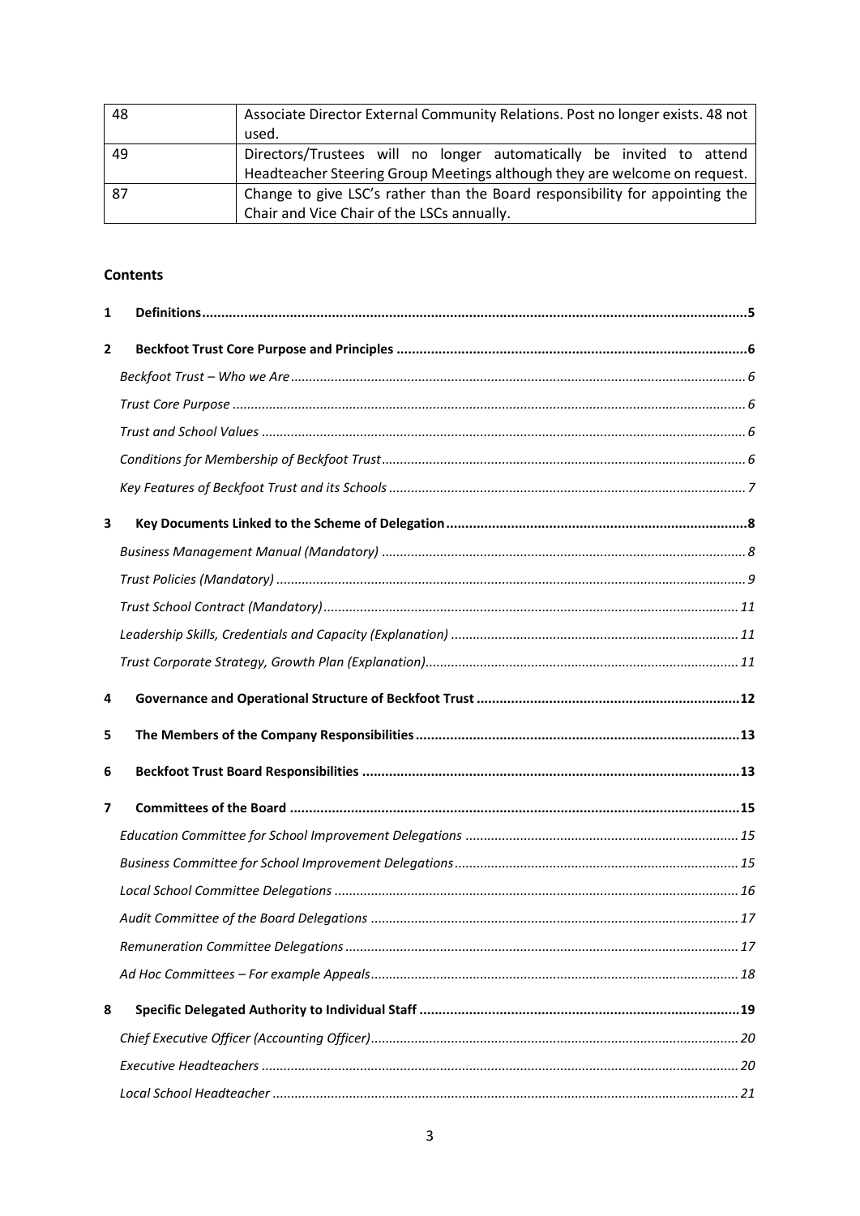| 48 | Associate Director External Community Relations. Post no longer exists. 48 not used. |
|---|---|
| 49 | Directors/Trustees will no longer automatically be invited to attend Headteacher Steering Group Meetings although they are welcome on request. |
| 87 | Change to give LSC's rather than the Board responsibility for appointing the Chair and Vice Chair of the LSCs annually. |

**Contents**

**1 Definitions ..... 5**

**2 Beckfoot Trust Core Purpose and Principles ..... 6**

*Beckfoot Trust – Who we Are ..... 6*

*Trust Core Purpose ..... 6*

*Trust and School Values ..... 6*

*Conditions for Membership of Beckfoot Trust ..... 6*

*Key Features of Beckfoot Trust and its Schools ..... 7*

**3 Key Documents Linked to the Scheme of Delegation ..... 8**

*Business Management Manual (Mandatory) ..... 8*

*Trust Policies (Mandatory) ..... 9*

*Trust School Contract (Mandatory) ..... 11*

*Leadership Skills, Credentials and Capacity (Explanation) ..... 11*

*Trust Corporate Strategy, Growth Plan (Explanation) ..... 11*

**4 Governance and Operational Structure of Beckfoot Trust ..... 12**

**5 The Members of the Company Responsibilities ..... 13**

**6 Beckfoot Trust Board Responsibilities ..... 13**

**7 Committees of the Board ..... 15**

*Education Committee for School Improvement Delegations ..... 15*

*Business Committee for School Improvement Delegations ..... 15*

*Local School Committee Delegations ..... 16*

*Audit Committee of the Board Delegations ..... 17*

*Remuneration Committee Delegations ..... 17*

*Ad Hoc Committees – For example Appeals ..... 18*

**8 Specific Delegated Authority to Individual Staff ..... 19**

*Chief Executive Officer (Accounting Officer) ..... 20*

*Executive Headteachers ..... 20*

*Local School Headteacher ..... 21*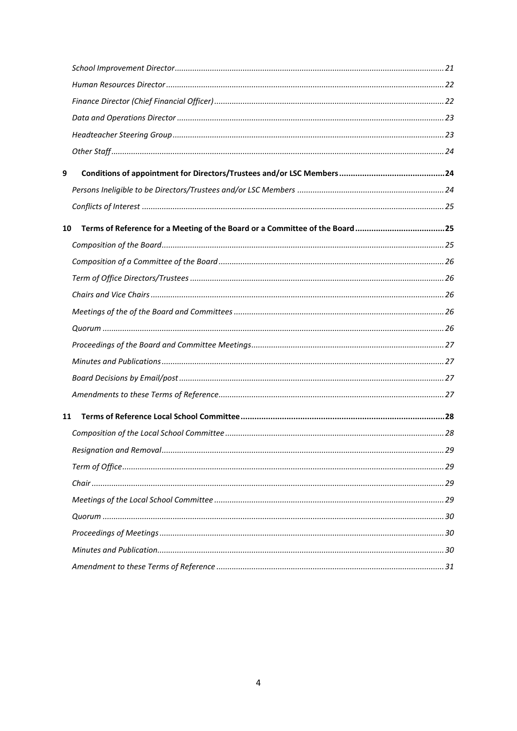*School Improvement Director* ........ 21
*Human Resources Director* ........ 22
*Finance Director (Chief Financial Officer)* ........ 22
*Data and Operations Director* ........ 23
*Headteacher Steering Group* ........ 23
*Other Staff* ........ 24

**9 Conditions of appointment for Directors/Trustees and/or LSC Members ........ 24**

*Persons Ineligible to be Directors/Trustees and/or LSC Members* ........ 24
*Conflicts of Interest* ........ 25

**10 Terms of Reference for a Meeting of the Board or a Committee of the Board ........ 25**

*Composition of the Board* ........ 25
*Composition of a Committee of the Board* ........ 26
*Term of Office Directors/Trustees* ........ 26
*Chairs and Vice Chairs* ........ 26
*Meetings of the of the Board and Committees* ........ 26
*Quorum* ........ 26
*Proceedings of the Board and Committee Meetings* ........ 27
*Minutes and Publications* ........ 27
*Board Decisions by Email/post* ........ 27
*Amendments to these Terms of Reference* ........ 27

**11 Terms of Reference Local School Committee ........ 28**

*Composition of the Local School Committee* ........ 28
*Resignation and Removal* ........ 29
*Term of Office* ........ 29
*Chair* ........ 29
*Meetings of the Local School Committee* ........ 29
*Quorum* ........ 30
*Proceedings of Meetings* ........ 30
*Minutes and Publication* ........ 30
*Amendment to these Terms of Reference* ........ 31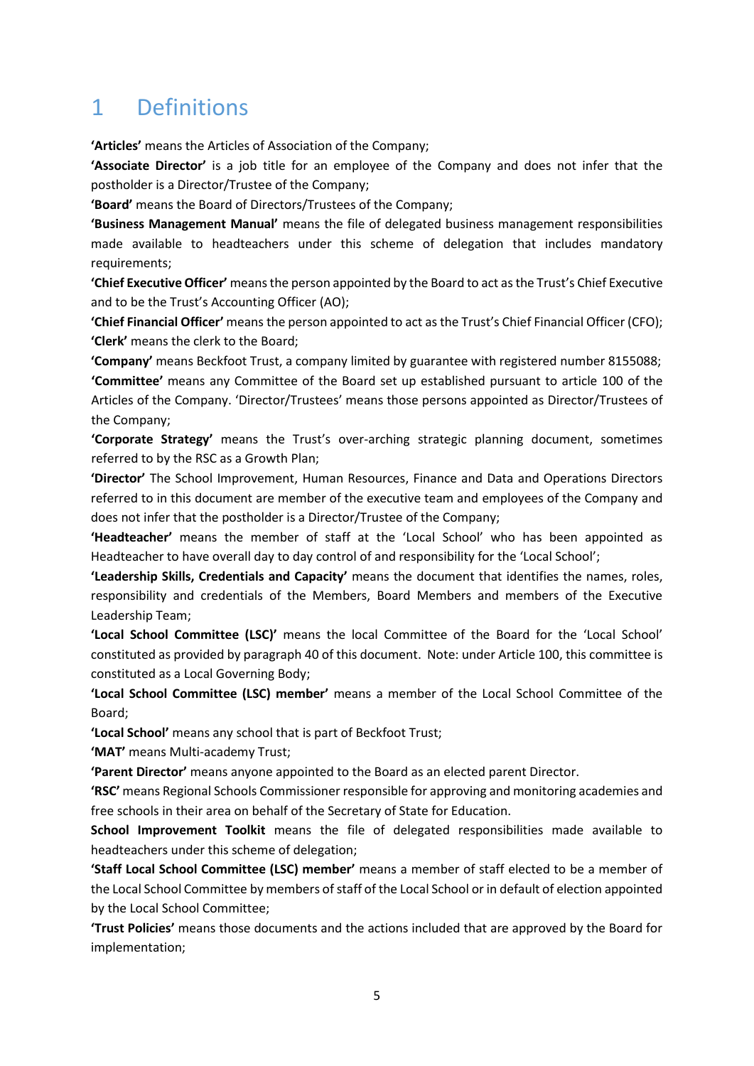# 1 Definitions

**'Articles'** means the Articles of Association of the Company;

**'Associate Director'** is a job title for an employee of the Company and does not infer that the postholder is a Director/Trustee of the Company;

**'Board'** means the Board of Directors/Trustees of the Company;

**'Business Management Manual'** means the file of delegated business management responsibilities made available to headteachers under this scheme of delegation that includes mandatory requirements;

**'Chief Executive Officer'** means the person appointed by the Board to act as the Trust's Chief Executive and to be the Trust's Accounting Officer (AO);

**'Chief Financial Officer'** means the person appointed to act as the Trust's Chief Financial Officer (CFO);

**'Clerk'** means the clerk to the Board;

**'Company'** means Beckfoot Trust, a company limited by guarantee with registered number 8155088;

**'Committee'** means any Committee of the Board set up established pursuant to article 100 of the Articles of the Company. 'Director/Trustees' means those persons appointed as Director/Trustees of the Company;

**'Corporate Strategy'** means the Trust's over-arching strategic planning document, sometimes referred to by the RSC as a Growth Plan;

**'Director'** The School Improvement, Human Resources, Finance and Data and Operations Directors referred to in this document are member of the executive team and employees of the Company and does not infer that the postholder is a Director/Trustee of the Company;

**'Headteacher'** means the member of staff at the 'Local School' who has been appointed as Headteacher to have overall day to day control of and responsibility for the 'Local School';

**'Leadership Skills, Credentials and Capacity'** means the document that identifies the names, roles, responsibility and credentials of the Members, Board Members and members of the Executive Leadership Team;

**'Local School Committee (LSC)'** means the local Committee of the Board for the 'Local School' constituted as provided by paragraph 40 of this document. Note: under Article 100, this committee is constituted as a Local Governing Body;

**'Local School Committee (LSC) member'** means a member of the Local School Committee of the Board;

**'Local School'** means any school that is part of Beckfoot Trust;

**'MAT'** means Multi-academy Trust;

**'Parent Director'** means anyone appointed to the Board as an elected parent Director.

**'RSC'** means Regional Schools Commissioner responsible for approving and monitoring academies and free schools in their area on behalf of the Secretary of State for Education.

**School Improvement Toolkit** means the file of delegated responsibilities made available to headteachers under this scheme of delegation;

**'Staff Local School Committee (LSC) member'** means a member of staff elected to be a member of the Local School Committee by members of staff of the Local School or in default of election appointed by the Local School Committee;

**'Trust Policies'** means those documents and the actions included that are approved by the Board for implementation;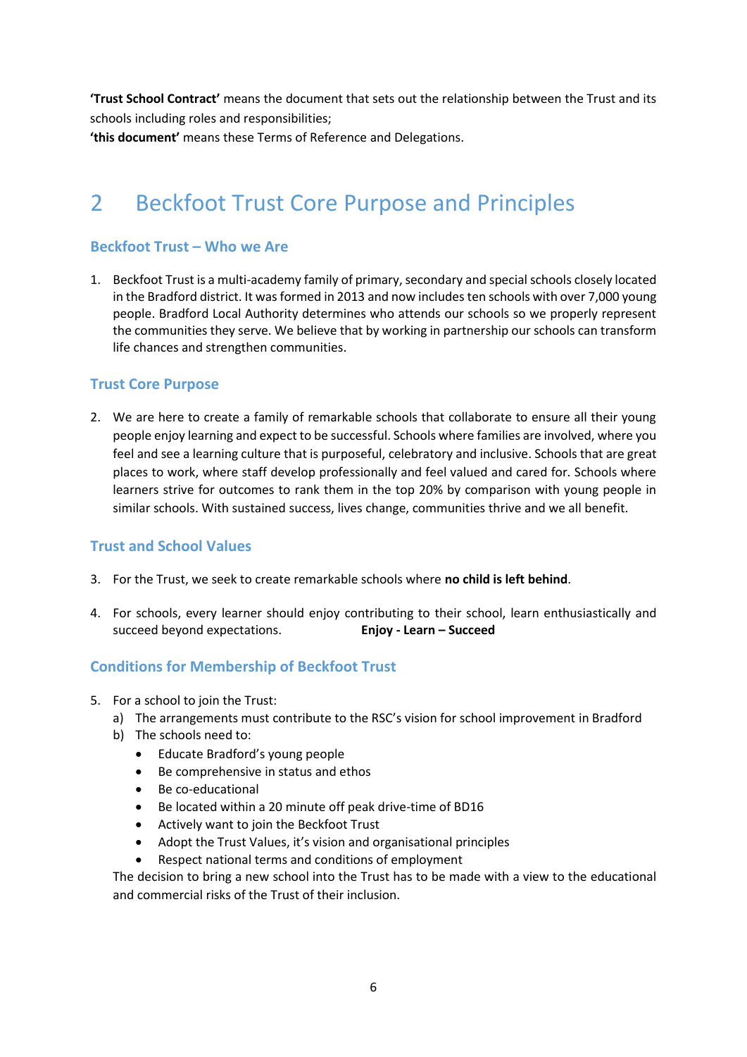**'Trust School Contract'** means the document that sets out the relationship between the Trust and its schools including roles and responsibilities;

**'this document'** means these Terms of Reference and Delegations.

# 2 Beckfoot Trust Core Purpose and Principles

### Beckfoot Trust – Who we Are

1. Beckfoot Trust is a multi-academy family of primary, secondary and special schools closely located in the Bradford district. It was formed in 2013 and now includes ten schools with over 7,000 young people. Bradford Local Authority determines who attends our schools so we properly represent the communities they serve. We believe that by working in partnership our schools can transform life chances and strengthen communities.

### Trust Core Purpose

2. We are here to create a family of remarkable schools that collaborate to ensure all their young people enjoy learning and expect to be successful. Schools where families are involved, where you feel and see a learning culture that is purposeful, celebratory and inclusive. Schools that are great places to work, where staff develop professionally and feel valued and cared for. Schools where learners strive for outcomes to rank them in the top 20% by comparison with young people in similar schools. With sustained success, lives change, communities thrive and we all benefit.

### Trust and School Values

3. For the Trust, we seek to create remarkable schools where **no child is left behind**.

4. For schools, every learner should enjoy contributing to their school, learn enthusiastically and succeed beyond expectations. **Enjoy - Learn – Succeed**

### Conditions for Membership of Beckfoot Trust

5. For a school to join the Trust:
   a) The arrangements must contribute to the RSC's vision for school improvement in Bradford
   b) The schools need to:
      - Educate Bradford's young people
      - Be comprehensive in status and ethos
      - Be co-educational
      - Be located within a 20 minute off peak drive-time of BD16
      - Actively want to join the Beckfoot Trust
      - Adopt the Trust Values, it's vision and organisational principles
      - Respect national terms and conditions of employment

   The decision to bring a new school into the Trust has to be made with a view to the educational and commercial risks of the Trust of their inclusion.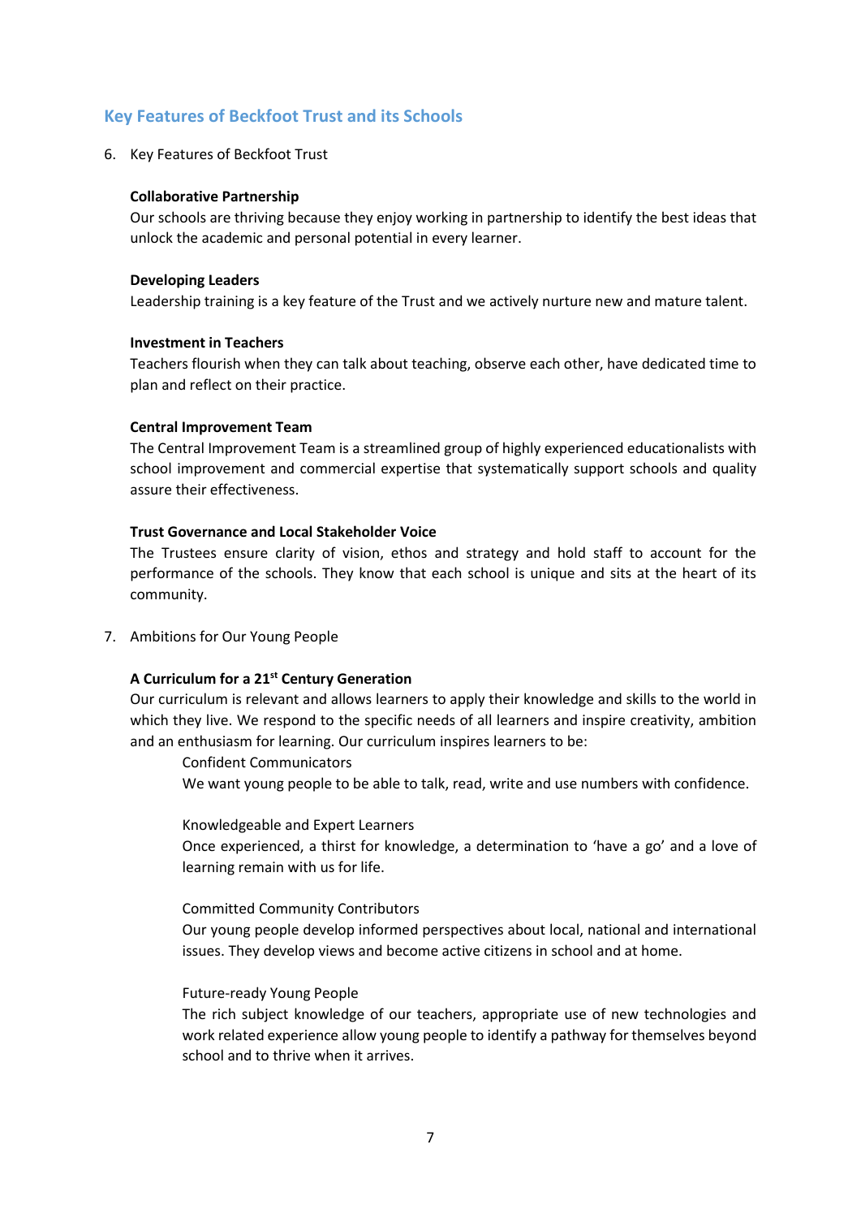## Key Features of Beckfoot Trust and its Schools

6. Key Features of Beckfoot Trust

   **Collaborative Partnership**
   Our schools are thriving because they enjoy working in partnership to identify the best ideas that unlock the academic and personal potential in every learner.

   **Developing Leaders**
   Leadership training is a key feature of the Trust and we actively nurture new and mature talent.

   **Investment in Teachers**
   Teachers flourish when they can talk about teaching, observe each other, have dedicated time to plan and reflect on their practice.

   **Central Improvement Team**
   The Central Improvement Team is a streamlined group of highly experienced educationalists with school improvement and commercial expertise that systematically support schools and quality assure their effectiveness.

   **Trust Governance and Local Stakeholder Voice**
   The Trustees ensure clarity of vision, ethos and strategy and hold staff to account for the performance of the schools. They know that each school is unique and sits at the heart of its community.

7. Ambitions for Our Young People

   **A Curriculum for a 21st Century Generation**
   Our curriculum is relevant and allows learners to apply their knowledge and skills to the world in which they live. We respond to the specific needs of all learners and inspire creativity, ambition and an enthusiasm for learning. Our curriculum inspires learners to be:

   Confident Communicators
   We want young people to be able to talk, read, write and use numbers with confidence.

   Knowledgeable and Expert Learners
   Once experienced, a thirst for knowledge, a determination to 'have a go' and a love of learning remain with us for life.

   Committed Community Contributors
   Our young people develop informed perspectives about local, national and international issues. They develop views and become active citizens in school and at home.

   Future-ready Young People
   The rich subject knowledge of our teachers, appropriate use of new technologies and work related experience allow young people to identify a pathway for themselves beyond school and to thrive when it arrives.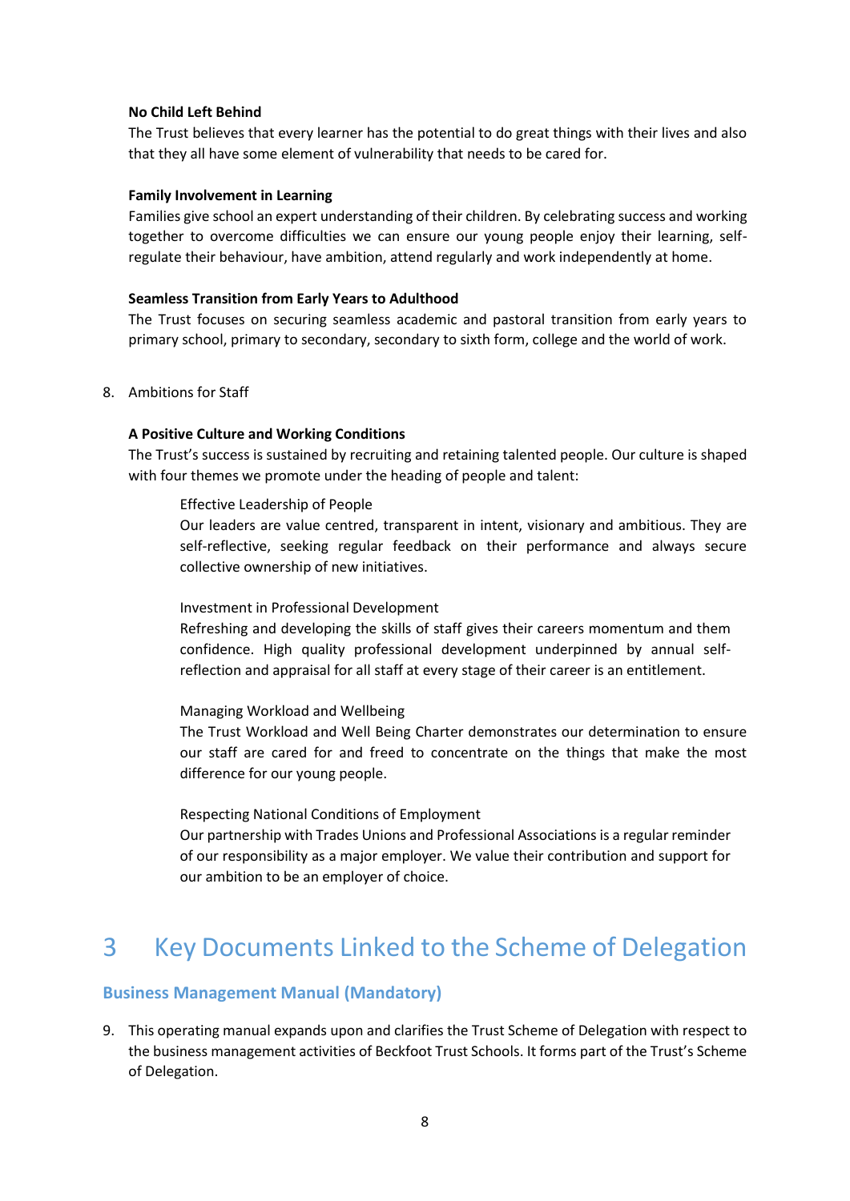**No Child Left Behind**

The Trust believes that every learner has the potential to do great things with their lives and also that they all have some element of vulnerability that needs to be cared for.

**Family Involvement in Learning**

Families give school an expert understanding of their children. By celebrating success and working together to overcome difficulties we can ensure our young people enjoy their learning, self-regulate their behaviour, have ambition, attend regularly and work independently at home.

**Seamless Transition from Early Years to Adulthood**

The Trust focuses on securing seamless academic and pastoral transition from early years to primary school, primary to secondary, secondary to sixth form, college and the world of work.

8. Ambitions for Staff

**A Positive Culture and Working Conditions**

The Trust's success is sustained by recruiting and retaining talented people. Our culture is shaped with four themes we promote under the heading of people and talent:

Effective Leadership of People

Our leaders are value centred, transparent in intent, visionary and ambitious. They are self-reflective, seeking regular feedback on their performance and always secure collective ownership of new initiatives.

Investment in Professional Development

Refreshing and developing the skills of staff gives their careers momentum and them confidence. High quality professional development underpinned by annual self-reflection and appraisal for all staff at every stage of their career is an entitlement.

Managing Workload and Wellbeing

The Trust Workload and Well Being Charter demonstrates our determination to ensure our staff are cared for and freed to concentrate on the things that make the most difference for our young people.

Respecting National Conditions of Employment

Our partnership with Trades Unions and Professional Associations is a regular reminder of our responsibility as a major employer. We value their contribution and support for our ambition to be an employer of choice.

# 3 Key Documents Linked to the Scheme of Delegation

## Business Management Manual (Mandatory)

9. This operating manual expands upon and clarifies the Trust Scheme of Delegation with respect to the business management activities of Beckfoot Trust Schools. It forms part of the Trust's Scheme of Delegation.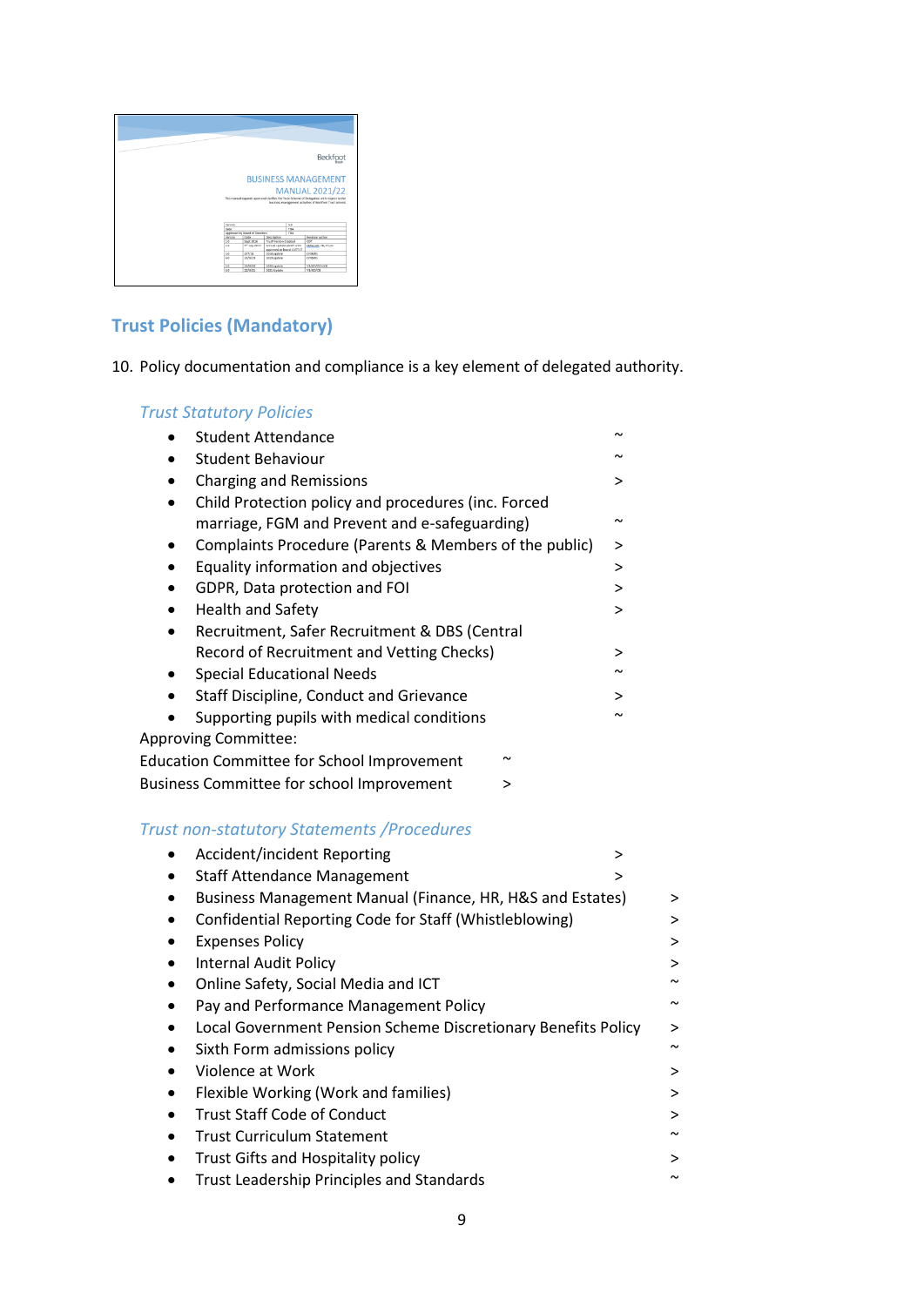## Trust Policies (Mandatory)

10. Policy documentation and compliance is a key element of delegated authority.

*Trust Statutory Policies*

- Student Attendance ~
- Student Behaviour ~
- Charging and Remissions >
- Child Protection policy and procedures (inc. Forced marriage, FGM and Prevent and e-safeguarding) ~
- Complaints Procedure (Parents & Members of the public) >
- Equality information and objectives >
- GDPR, Data protection and FOI >
- Health and Safety >
- Recruitment, Safer Recruitment & DBS (Central Record of Recruitment and Vetting Checks) >
- Special Educational Needs ~
- Staff Discipline, Conduct and Grievance >
- Supporting pupils with medical conditions ~

Approving Committee:
Education Committee for School Improvement ~
Business Committee for school Improvement >

*Trust non-statutory Statements /Procedures*

- Accident/incident Reporting >
- Staff Attendance Management >
- Business Management Manual (Finance, HR, H&S and Estates) >
- Confidential Reporting Code for Staff (Whistleblowing) >
- Expenses Policy >
- Internal Audit Policy >
- Online Safety, Social Media and ICT ~
- Pay and Performance Management Policy ~
- Local Government Pension Scheme Discretionary Benefits Policy >
- Sixth Form admissions policy ~
- Violence at Work >
- Flexible Working (Work and families) >
- Trust Staff Code of Conduct >
- Trust Curriculum Statement ~
- Trust Gifts and Hospitality policy >
- Trust Leadership Principles and Standards ~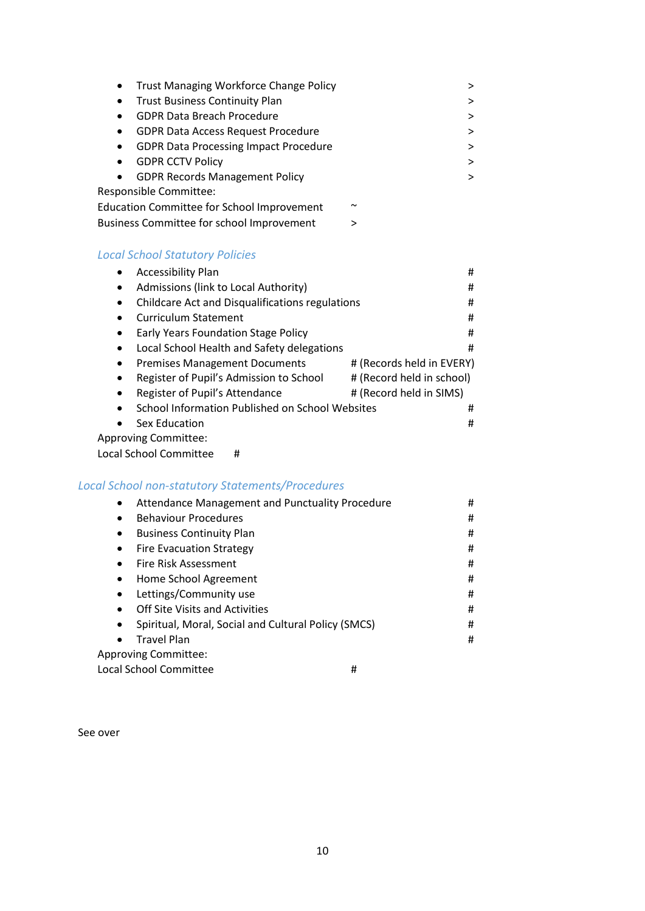- Trust Managing Workforce Change Policy >
- Trust Business Continuity Plan >
- GDPR Data Breach Procedure >
- GDPR Data Access Request Procedure >
- GDPR Data Processing Impact Procedure >
- GDPR CCTV Policy >
- GDPR Records Management Policy >

Responsible Committee:

Education Committee for School Improvement ~

Business Committee for school Improvement >

### *Local School Statutory Policies*

- Accessibility Plan #
- Admissions (link to Local Authority) #
- Childcare Act and Disqualifications regulations #
- Curriculum Statement #
- Early Years Foundation Stage Policy #
- Local School Health and Safety delegations #
- Premises Management Documents # (Records held in EVERY)
- Register of Pupil's Admission to School # (Record held in school)
- Register of Pupil's Attendance # (Record held in SIMS)
- School Information Published on School Websites #
- Sex Education #

Approving Committee:

Local School Committee #

### *Local School non-statutory Statements/Procedures*

- Attendance Management and Punctuality Procedure #
- Behaviour Procedures #
- Business Continuity Plan #
- Fire Evacuation Strategy #
- Fire Risk Assessment #
- Home School Agreement #
- Lettings/Community use #
- Off Site Visits and Activities #
- Spiritual, Moral, Social and Cultural Policy (SMCS) #
- Travel Plan #

Approving Committee:

Local School Committee #

See over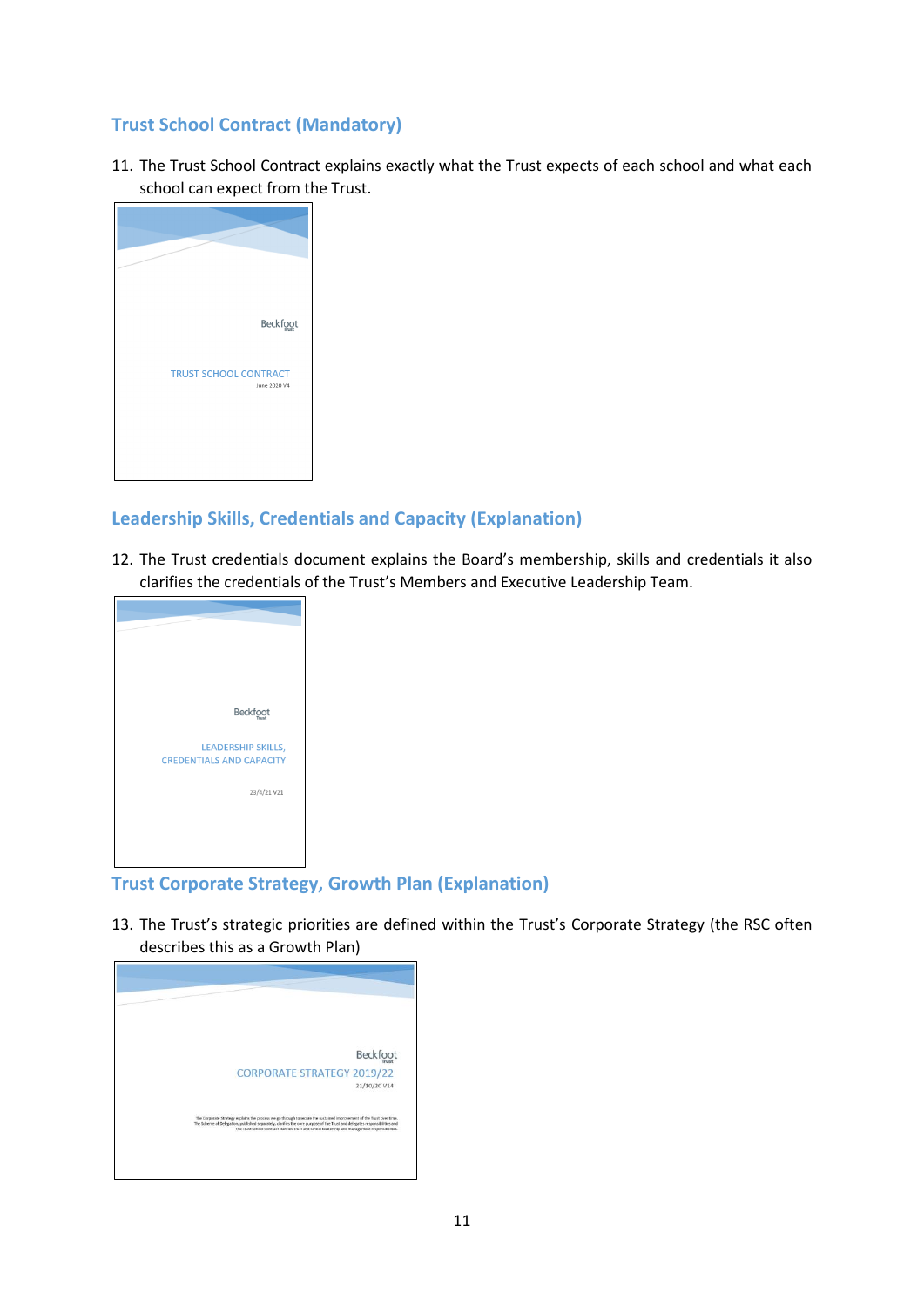## Trust School Contract (Mandatory)

11. The Trust School Contract explains exactly what the Trust expects of each school and what each school can expect from the Trust.

Beckfoot Trust

TRUST SCHOOL CONTRACT

June 2020 V4

## Leadership Skills, Credentials and Capacity (Explanation)

12. The Trust credentials document explains the Board's membership, skills and credentials it also clarifies the credentials of the Trust's Members and Executive Leadership Team.

Beckfoot Trust

LEADERSHIP SKILLS, CREDENTIALS AND CAPACITY

23/4/21 V21

## Trust Corporate Strategy, Growth Plan (Explanation)

13. The Trust's strategic priorities are defined within the Trust's Corporate Strategy (the RSC often describes this as a Growth Plan)

Beckfoot Trust

CORPORATE STRATEGY 2019/22

21/10/20 V14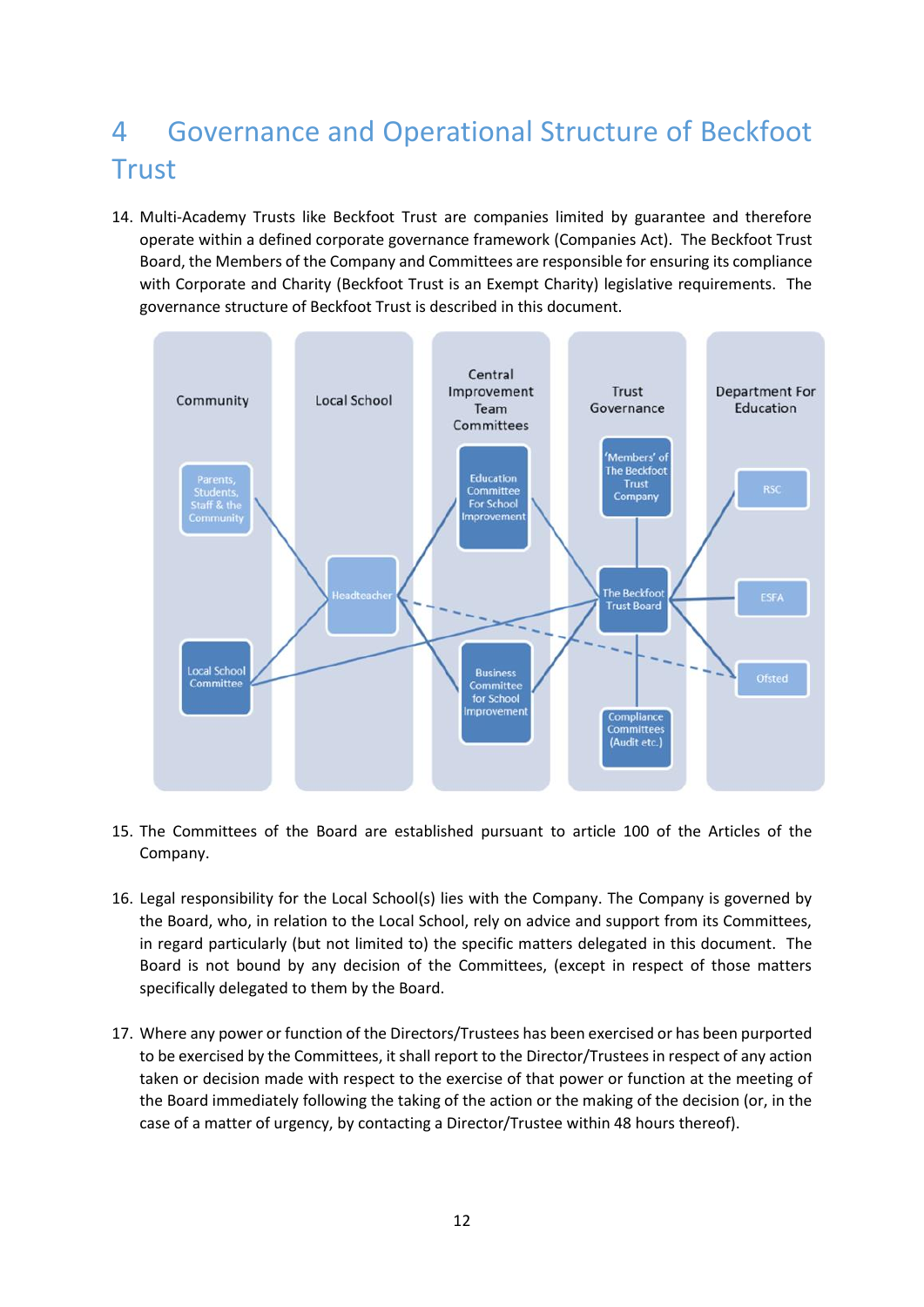# 4 Governance and Operational Structure of Beckfoot Trust

14. Multi-Academy Trusts like Beckfoot Trust are companies limited by guarantee and therefore operate within a defined corporate governance framework (Companies Act). The Beckfoot Trust Board, the Members of the Company and Committees are responsible for ensuring its compliance with Corporate and Charity (Beckfoot Trust is an Exempt Charity) legislative requirements. The governance structure of Beckfoot Trust is described in this document.

15. The Committees of the Board are established pursuant to article 100 of the Articles of the Company.

16. Legal responsibility for the Local School(s) lies with the Company. The Company is governed by the Board, who, in relation to the Local School, rely on advice and support from its Committees, in regard particularly (but not limited to) the specific matters delegated in this document. The Board is not bound by any decision of the Committees, (except in respect of those matters specifically delegated to them by the Board.

17. Where any power or function of the Directors/Trustees has been exercised or has been purported to be exercised by the Committees, it shall report to the Director/Trustees in respect of any action taken or decision made with respect to the exercise of that power or function at the meeting of the Board immediately following the taking of the action or the making of the decision (or, in the case of a matter of urgency, by contacting a Director/Trustee within 48 hours thereof).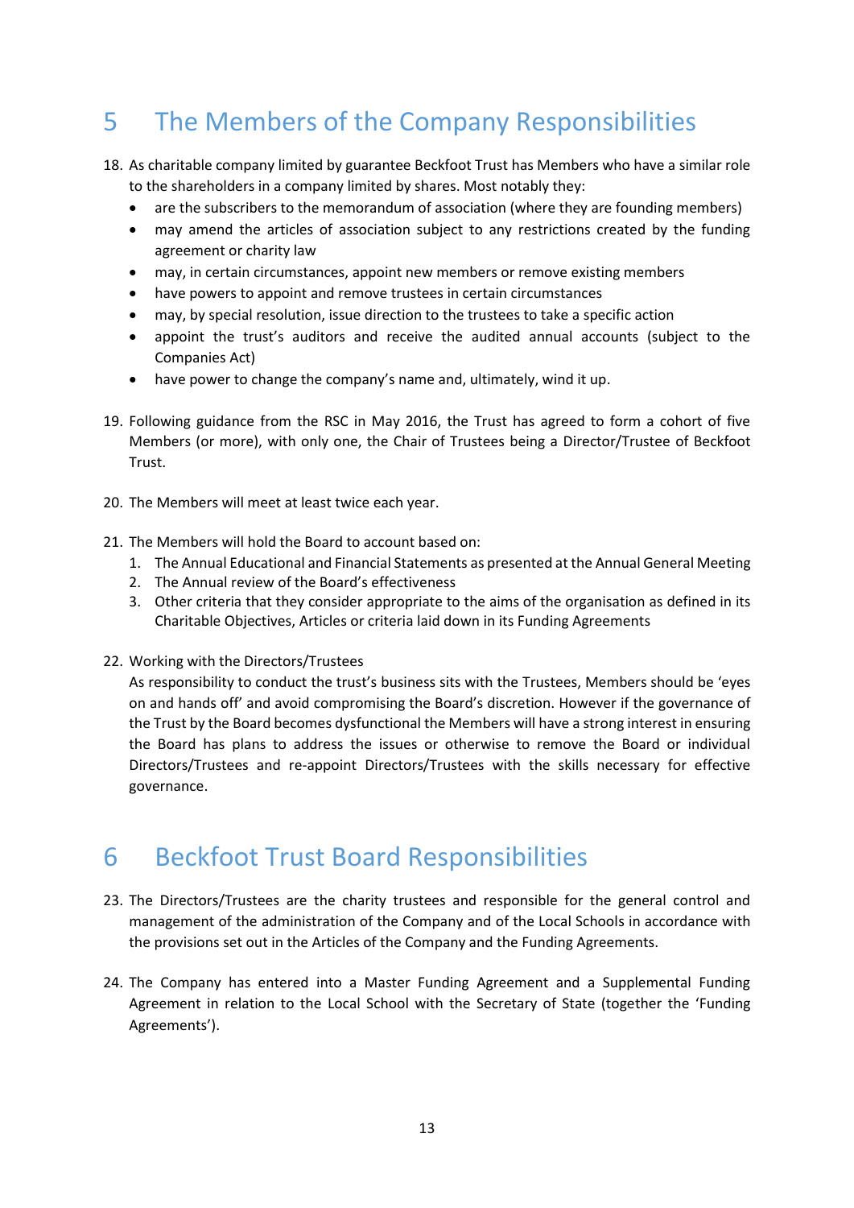# 5 The Members of the Company Responsibilities

18. As charitable company limited by guarantee Beckfoot Trust has Members who have a similar role to the shareholders in a company limited by shares. Most notably they:
    - are the subscribers to the memorandum of association (where they are founding members)
    - may amend the articles of association subject to any restrictions created by the funding agreement or charity law
    - may, in certain circumstances, appoint new members or remove existing members
    - have powers to appoint and remove trustees in certain circumstances
    - may, by special resolution, issue direction to the trustees to take a specific action
    - appoint the trust's auditors and receive the audited annual accounts (subject to the Companies Act)
    - have power to change the company's name and, ultimately, wind it up.

19. Following guidance from the RSC in May 2016, the Trust has agreed to form a cohort of five Members (or more), with only one, the Chair of Trustees being a Director/Trustee of Beckfoot Trust.

20. The Members will meet at least twice each year.

21. The Members will hold the Board to account based on:
    1. The Annual Educational and Financial Statements as presented at the Annual General Meeting
    2. The Annual review of the Board's effectiveness
    3. Other criteria that they consider appropriate to the aims of the organisation as defined in its Charitable Objectives, Articles or criteria laid down in its Funding Agreements

22. Working with the Directors/Trustees

    As responsibility to conduct the trust's business sits with the Trustees, Members should be 'eyes on and hands off' and avoid compromising the Board's discretion. However if the governance of the Trust by the Board becomes dysfunctional the Members will have a strong interest in ensuring the Board has plans to address the issues or otherwise to remove the Board or individual Directors/Trustees and re-appoint Directors/Trustees with the skills necessary for effective governance.

# 6 Beckfoot Trust Board Responsibilities

23. The Directors/Trustees are the charity trustees and responsible for the general control and management of the administration of the Company and of the Local Schools in accordance with the provisions set out in the Articles of the Company and the Funding Agreements.

24. The Company has entered into a Master Funding Agreement and a Supplemental Funding Agreement in relation to the Local School with the Secretary of State (together the 'Funding Agreements').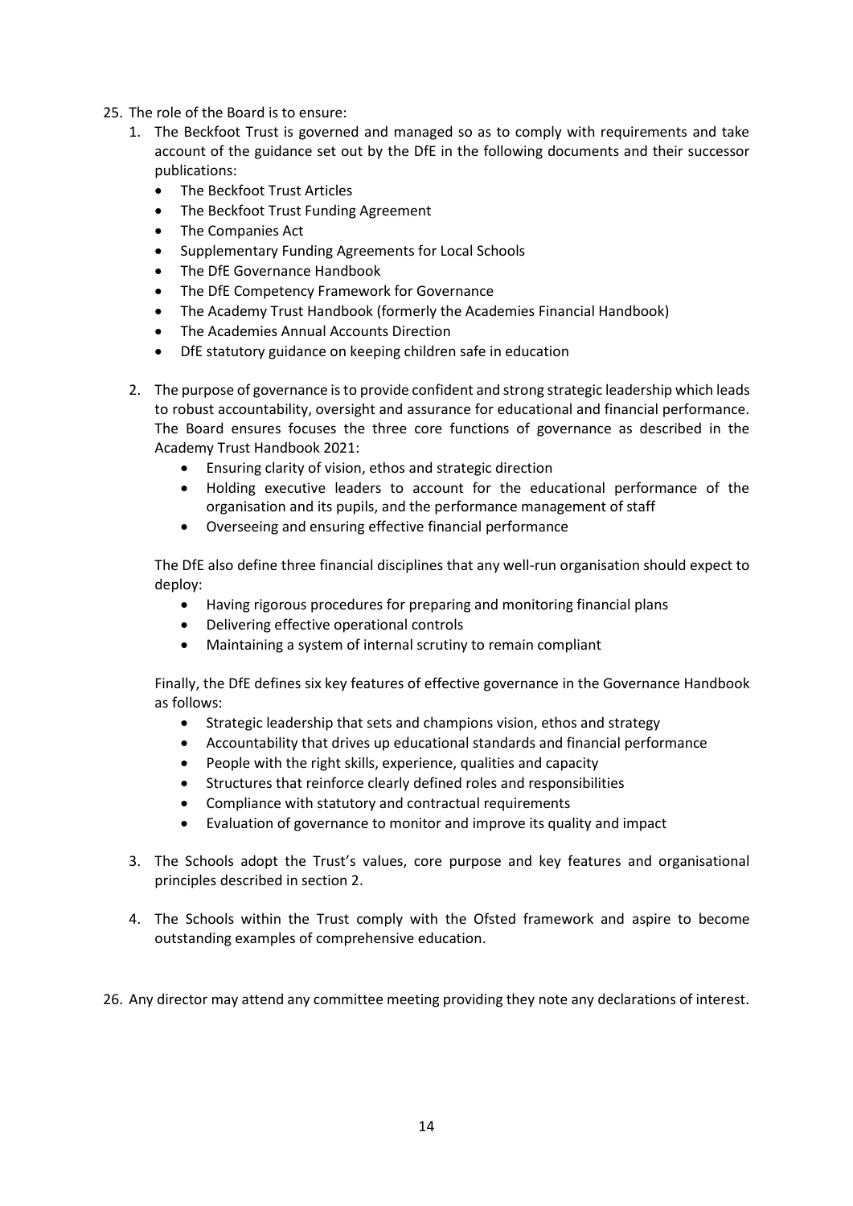25. The role of the Board is to ensure:
    1. The Beckfoot Trust is governed and managed so as to comply with requirements and take account of the guidance set out by the DfE in the following documents and their successor publications:
        - The Beckfoot Trust Articles
        - The Beckfoot Trust Funding Agreement
        - The Companies Act
        - Supplementary Funding Agreements for Local Schools
        - The DfE Governance Handbook
        - The DfE Competency Framework for Governance
        - The Academy Trust Handbook (formerly the Academies Financial Handbook)
        - The Academies Annual Accounts Direction
        - DfE statutory guidance on keeping children safe in education
    2. The purpose of governance is to provide confident and strong strategic leadership which leads to robust accountability, oversight and assurance for educational and financial performance. The Board ensures focuses the three core functions of governance as described in the Academy Trust Handbook 2021:
        - Ensuring clarity of vision, ethos and strategic direction
        - Holding executive leaders to account for the educational performance of the organisation and its pupils, and the performance management of staff
        - Overseeing and ensuring effective financial performance

       The DfE also define three financial disciplines that any well-run organisation should expect to deploy:
        - Having rigorous procedures for preparing and monitoring financial plans
        - Delivering effective operational controls
        - Maintaining a system of internal scrutiny to remain compliant

       Finally, the DfE defines six key features of effective governance in the Governance Handbook as follows:
        - Strategic leadership that sets and champions vision, ethos and strategy
        - Accountability that drives up educational standards and financial performance
        - People with the right skills, experience, qualities and capacity
        - Structures that reinforce clearly defined roles and responsibilities
        - Compliance with statutory and contractual requirements
        - Evaluation of governance to monitor and improve its quality and impact
    3. The Schools adopt the Trust's values, core purpose and key features and organisational principles described in section 2.
    4. The Schools within the Trust comply with the Ofsted framework and aspire to become outstanding examples of comprehensive education.

26. Any director may attend any committee meeting providing they note any declarations of interest.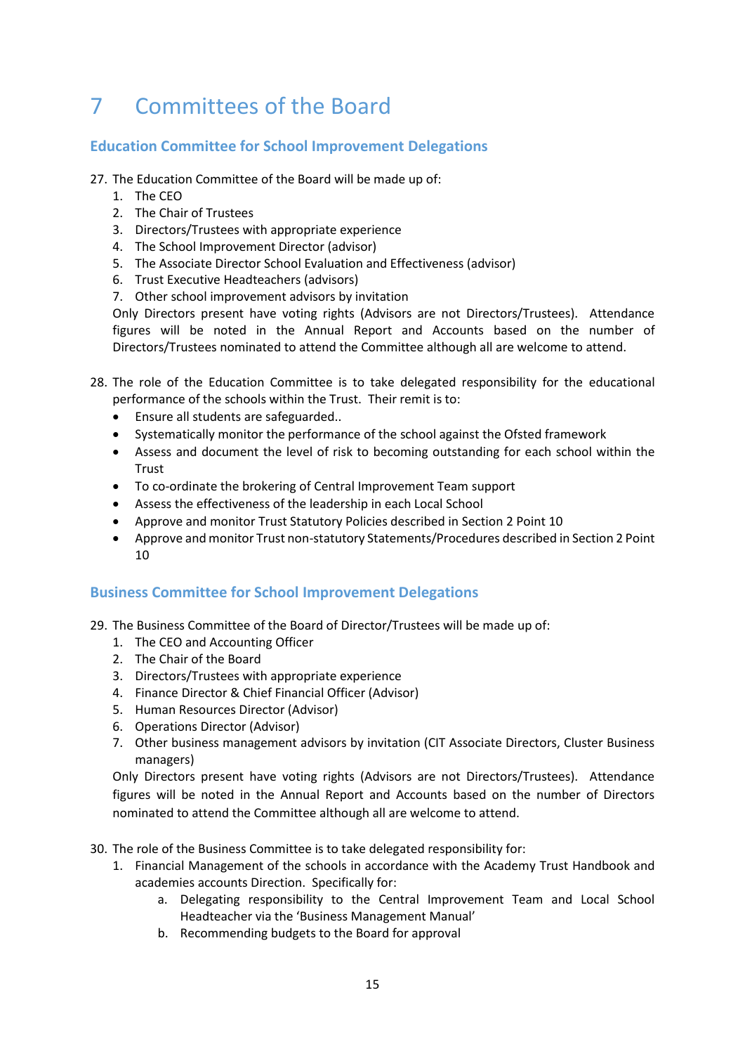# 7 Committees of the Board

## Education Committee for School Improvement Delegations

27. The Education Committee of the Board will be made up of:
    1. The CEO
    2. The Chair of Trustees
    3. Directors/Trustees with appropriate experience
    4. The School Improvement Director (advisor)
    5. The Associate Director School Evaluation and Effectiveness (advisor)
    6. Trust Executive Headteachers (advisors)
    7. Other school improvement advisors by invitation

    Only Directors present have voting rights (Advisors are not Directors/Trustees). Attendance figures will be noted in the Annual Report and Accounts based on the number of Directors/Trustees nominated to attend the Committee although all are welcome to attend.

28. The role of the Education Committee is to take delegated responsibility for the educational performance of the schools within the Trust. Their remit is to:
    - Ensure all students are safeguarded..
    - Systematically monitor the performance of the school against the Ofsted framework
    - Assess and document the level of risk to becoming outstanding for each school within the Trust
    - To co-ordinate the brokering of Central Improvement Team support
    - Assess the effectiveness of the leadership in each Local School
    - Approve and monitor Trust Statutory Policies described in Section 2 Point 10
    - Approve and monitor Trust non-statutory Statements/Procedures described in Section 2 Point 10

## Business Committee for School Improvement Delegations

29. The Business Committee of the Board of Director/Trustees will be made up of:
    1. The CEO and Accounting Officer
    2. The Chair of the Board
    3. Directors/Trustees with appropriate experience
    4. Finance Director & Chief Financial Officer (Advisor)
    5. Human Resources Director (Advisor)
    6. Operations Director (Advisor)
    7. Other business management advisors by invitation (CIT Associate Directors, Cluster Business managers)

    Only Directors present have voting rights (Advisors are not Directors/Trustees). Attendance figures will be noted in the Annual Report and Accounts based on the number of Directors nominated to attend the Committee although all are welcome to attend.

30. The role of the Business Committee is to take delegated responsibility for:
    1. Financial Management of the schools in accordance with the Academy Trust Handbook and academies accounts Direction. Specifically for:
        a. Delegating responsibility to the Central Improvement Team and Local School Headteacher via the 'Business Management Manual'
        b. Recommending budgets to the Board for approval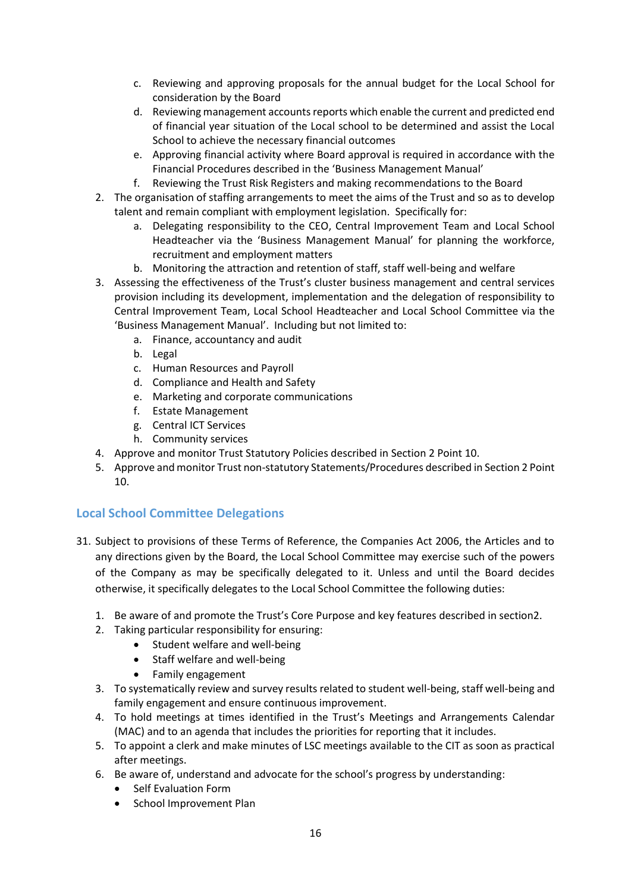c. Reviewing and approving proposals for the annual budget for the Local School for consideration by the Board
   d. Reviewing management accounts reports which enable the current and predicted end of financial year situation of the Local school to be determined and assist the Local School to achieve the necessary financial outcomes
   e. Approving financial activity where Board approval is required in accordance with the Financial Procedures described in the 'Business Management Manual'
   f. Reviewing the Trust Risk Registers and making recommendations to the Board
2. The organisation of staffing arrangements to meet the aims of the Trust and so as to develop talent and remain compliant with employment legislation. Specifically for:
   a. Delegating responsibility to the CEO, Central Improvement Team and Local School Headteacher via the 'Business Management Manual' for planning the workforce, recruitment and employment matters
   b. Monitoring the attraction and retention of staff, staff well-being and welfare
3. Assessing the effectiveness of the Trust's cluster business management and central services provision including its development, implementation and the delegation of responsibility to Central Improvement Team, Local School Headteacher and Local School Committee via the 'Business Management Manual'. Including but not limited to:
   a. Finance, accountancy and audit
   b. Legal
   c. Human Resources and Payroll
   d. Compliance and Health and Safety
   e. Marketing and corporate communications
   f. Estate Management
   g. Central ICT Services
   h. Community services
4. Approve and monitor Trust Statutory Policies described in Section 2 Point 10.
5. Approve and monitor Trust non-statutory Statements/Procedures described in Section 2 Point 10.

## Local School Committee Delegations

31. Subject to provisions of these Terms of Reference, the Companies Act 2006, the Articles and to any directions given by the Board, the Local School Committee may exercise such of the powers of the Company as may be specifically delegated to it. Unless and until the Board decides otherwise, it specifically delegates to the Local School Committee the following duties:

   1. Be aware of and promote the Trust's Core Purpose and key features described in section2.
   2. Taking particular responsibility for ensuring:
      - Student welfare and well-being
      - Staff welfare and well-being
      - Family engagement
   3. To systematically review and survey results related to student well-being, staff well-being and family engagement and ensure continuous improvement.
   4. To hold meetings at times identified in the Trust's Meetings and Arrangements Calendar (MAC) and to an agenda that includes the priorities for reporting that it includes.
   5. To appoint a clerk and make minutes of LSC meetings available to the CIT as soon as practical after meetings.
   6. Be aware of, understand and advocate for the school's progress by understanding:
      - Self Evaluation Form
      - School Improvement Plan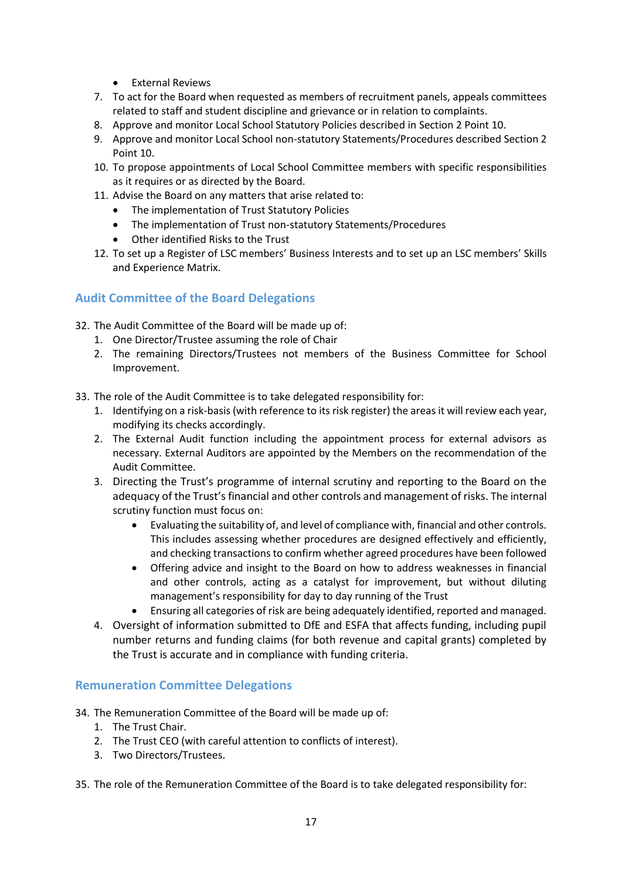- External Reviews

7. To act for the Board when requested as members of recruitment panels, appeals committees related to staff and student discipline and grievance or in relation to complaints.
8. Approve and monitor Local School Statutory Policies described in Section 2 Point 10.
9. Approve and monitor Local School non-statutory Statements/Procedures described Section 2 Point 10.
10. To propose appointments of Local School Committee members with specific responsibilities as it requires or as directed by the Board.
11. Advise the Board on any matters that arise related to:
    - The implementation of Trust Statutory Policies
    - The implementation of Trust non-statutory Statements/Procedures
    - Other identified Risks to the Trust
12. To set up a Register of LSC members' Business Interests and to set up an LSC members' Skills and Experience Matrix.

## Audit Committee of the Board Delegations

32. The Audit Committee of the Board will be made up of:
    1. One Director/Trustee assuming the role of Chair
    2. The remaining Directors/Trustees not members of the Business Committee for School Improvement.

33. The role of the Audit Committee is to take delegated responsibility for:
    1. Identifying on a risk-basis (with reference to its risk register) the areas it will review each year, modifying its checks accordingly.
    2. The External Audit function including the appointment process for external advisors as necessary. External Auditors are appointed by the Members on the recommendation of the Audit Committee.
    3. Directing the Trust's programme of internal scrutiny and reporting to the Board on the adequacy of the Trust's financial and other controls and management of risks. The internal scrutiny function must focus on:
       - Evaluating the suitability of, and level of compliance with, financial and other controls. This includes assessing whether procedures are designed effectively and efficiently, and checking transactions to confirm whether agreed procedures have been followed
       - Offering advice and insight to the Board on how to address weaknesses in financial and other controls, acting as a catalyst for improvement, but without diluting management's responsibility for day to day running of the Trust
       - Ensuring all categories of risk are being adequately identified, reported and managed.
    4. Oversight of information submitted to DfE and ESFA that affects funding, including pupil number returns and funding claims (for both revenue and capital grants) completed by the Trust is accurate and in compliance with funding criteria.

## Remuneration Committee Delegations

34. The Remuneration Committee of the Board will be made up of:
    1. The Trust Chair.
    2. The Trust CEO (with careful attention to conflicts of interest).
    3. Two Directors/Trustees.

35. The role of the Remuneration Committee of the Board is to take delegated responsibility for: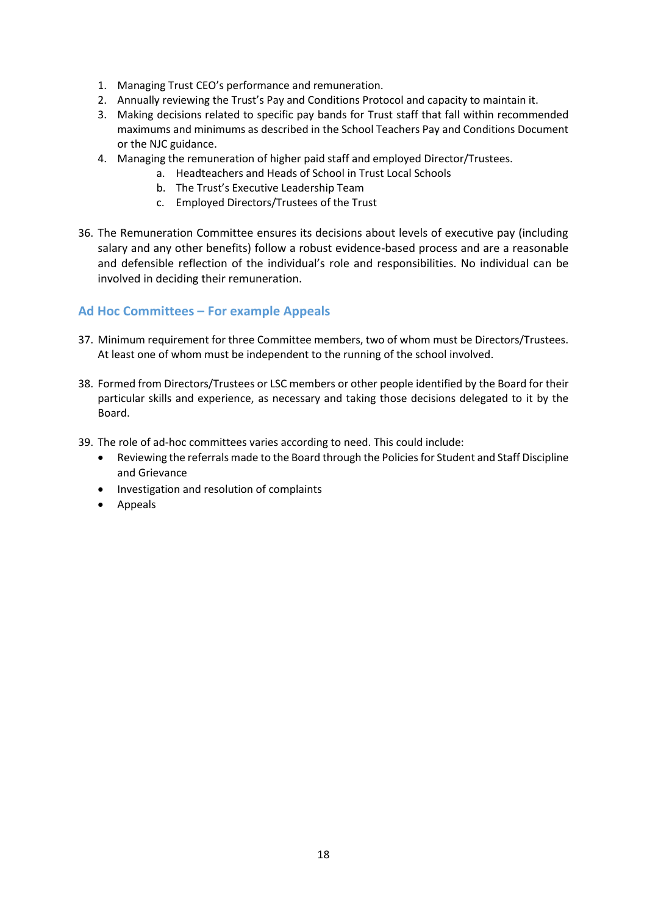1. Managing Trust CEO's performance and remuneration.
2. Annually reviewing the Trust's Pay and Conditions Protocol and capacity to maintain it.
3. Making decisions related to specific pay bands for Trust staff that fall within recommended maximums and minimums as described in the School Teachers Pay and Conditions Document or the NJC guidance.
4. Managing the remuneration of higher paid staff and employed Director/Trustees.
    a. Headteachers and Heads of School in Trust Local Schools
    b. The Trust's Executive Leadership Team
    c. Employed Directors/Trustees of the Trust

36. The Remuneration Committee ensures its decisions about levels of executive pay (including salary and any other benefits) follow a robust evidence-based process and are a reasonable and defensible reflection of the individual's role and responsibilities. No individual can be involved in deciding their remuneration.

## Ad Hoc Committees – For example Appeals

37. Minimum requirement for three Committee members, two of whom must be Directors/Trustees. At least one of whom must be independent to the running of the school involved.

38. Formed from Directors/Trustees or LSC members or other people identified by the Board for their particular skills and experience, as necessary and taking those decisions delegated to it by the Board.

39. The role of ad-hoc committees varies according to need. This could include:
    - Reviewing the referrals made to the Board through the Policies for Student and Staff Discipline and Grievance
    - Investigation and resolution of complaints
    - Appeals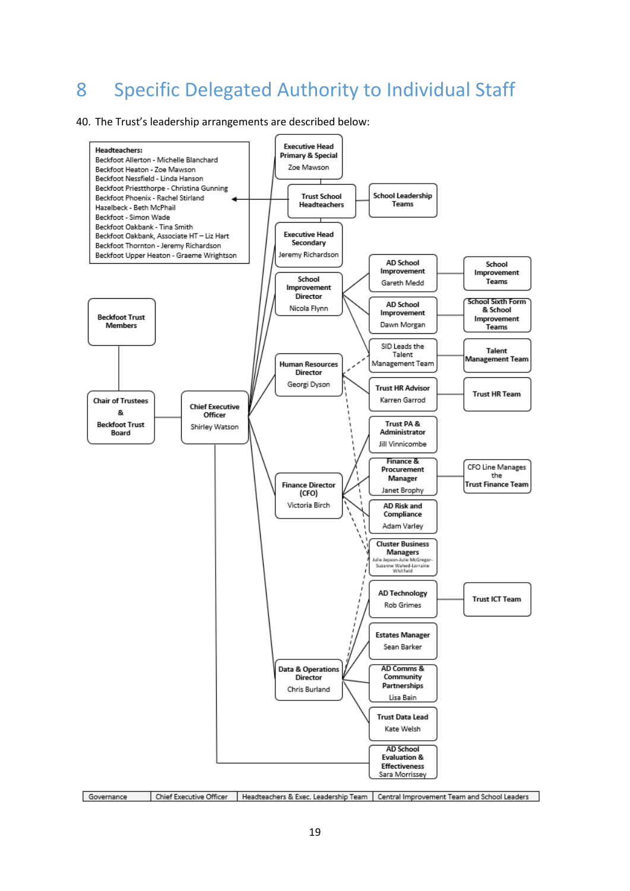# 8 Specific Delegated Authority to Individual Staff

40. The Trust's leadership arrangements are described below:

**Headteachers:**
Beckfoot Allerton - Michelle Blanchard
Beckfoot Heaton - Zoe Mawson
Beckfoot Nessfield - Linda Hanson
Beckfoot Priestthorpe - Christina Gunning
Beckfoot Phoenix - Rachel Stirland
Hazelbeck - Beth McPhail
Beckfoot - Simon Wade
Beckfoot Oakbank - Tina Smith
Beckfoot Oakbank, Associate HT – Liz Hart
Beckfoot Thornton - Jeremy Richardson
Beckfoot Upper Heaton - Graeme Wrightson

**Beckfoot Trust Members**

**Chair of Trustees & Beckfoot Trust Board**

**Chief Executive Officer** – Shirley Watson

- **Executive Head Primary & Special** – Zoe Mawson
- **Trust School Headteachers** → Headteachers; **School Leadership Teams**
- **Executive Head Secondary** – Jeremy Richardson
- **School Improvement Director** – Nicola Flynn
  - **AD School Improvement** – Gareth Medd → **School Improvement Teams**
  - **AD School Improvement** – Dawn Morgan → **School Sixth Form & School Improvement Teams**
  - **SID Leads the Talent Management Team** → **Talent Management Team**
- **Human Resources Director** – Georgi Dyson
  - **Trust HR Advisor** – Karren Garrod → **Trust HR Team**
- **Trust PA & Administrator** – Jill Vinnicombe
- **Finance Director (CFO)** – Victoria Birch
  - **Finance & Procurement Manager** – Janet Brophy → **CFO Line Manages the Trust Finance Team**
  - **AD Risk and Compliance** – Adam Varley
  - **Cluster Business Managers** – Julie Jepson-Julie McGregor-Suzanne Wahed-Lorraine Whitfield
- **Data & Operations Director** – Chris Burland
  - **AD Technology** – Rob Grimes → **Trust ICT Team**
  - **Estates Manager** – Sean Barker
  - **AD Comms & Community Partnerships** – Lisa Bain
  - **Trust Data Lead** – Kate Welsh
- **AD School Evaluation & Effectiveness** – Sara Morrissey

| Governance | Chief Executive Officer | Headteachers & Exec. Leadership Team | Central Improvement Team and School Leaders |
|---|---|---|---|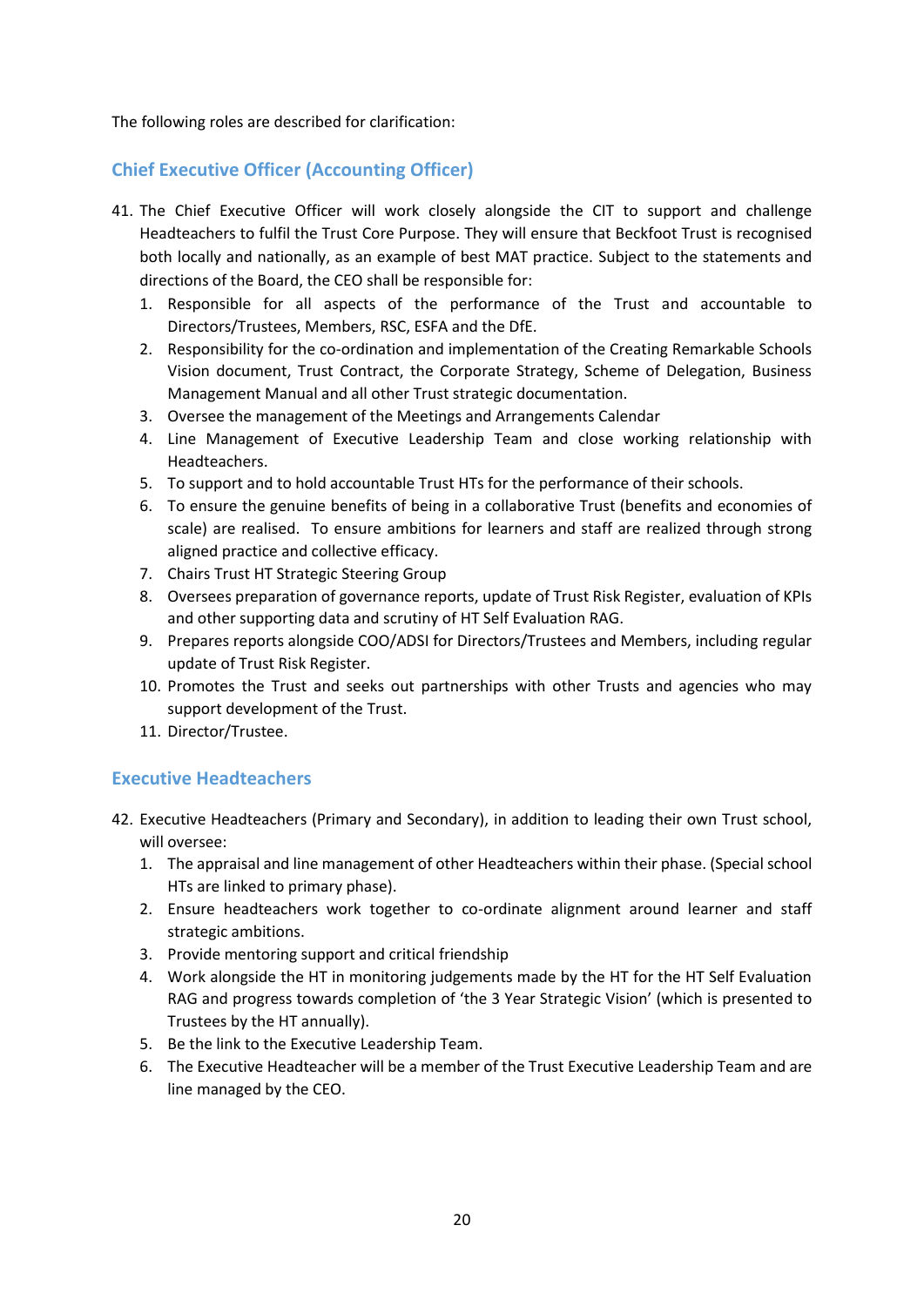The following roles are described for clarification:

## Chief Executive Officer (Accounting Officer)

41. The Chief Executive Officer will work closely alongside the CIT to support and challenge Headteachers to fulfil the Trust Core Purpose. They will ensure that Beckfoot Trust is recognised both locally and nationally, as an example of best MAT practice. Subject to the statements and directions of the Board, the CEO shall be responsible for:
    1. Responsible for all aspects of the performance of the Trust and accountable to Directors/Trustees, Members, RSC, ESFA and the DfE.
    2. Responsibility for the co-ordination and implementation of the Creating Remarkable Schools Vision document, Trust Contract, the Corporate Strategy, Scheme of Delegation, Business Management Manual and all other Trust strategic documentation.
    3. Oversee the management of the Meetings and Arrangements Calendar
    4. Line Management of Executive Leadership Team and close working relationship with Headteachers.
    5. To support and to hold accountable Trust HTs for the performance of their schools.
    6. To ensure the genuine benefits of being in a collaborative Trust (benefits and economies of scale) are realised. To ensure ambitions for learners and staff are realized through strong aligned practice and collective efficacy.
    7. Chairs Trust HT Strategic Steering Group
    8. Oversees preparation of governance reports, update of Trust Risk Register, evaluation of KPIs and other supporting data and scrutiny of HT Self Evaluation RAG.
    9. Prepares reports alongside COO/ADSI for Directors/Trustees and Members, including regular update of Trust Risk Register.
    10. Promotes the Trust and seeks out partnerships with other Trusts and agencies who may support development of the Trust.
    11. Director/Trustee.

## Executive Headteachers

42. Executive Headteachers (Primary and Secondary), in addition to leading their own Trust school, will oversee:
    1. The appraisal and line management of other Headteachers within their phase. (Special school HTs are linked to primary phase).
    2. Ensure headteachers work together to co-ordinate alignment around learner and staff strategic ambitions.
    3. Provide mentoring support and critical friendship
    4. Work alongside the HT in monitoring judgements made by the HT for the HT Self Evaluation RAG and progress towards completion of 'the 3 Year Strategic Vision' (which is presented to Trustees by the HT annually).
    5. Be the link to the Executive Leadership Team.
    6. The Executive Headteacher will be a member of the Trust Executive Leadership Team and are line managed by the CEO.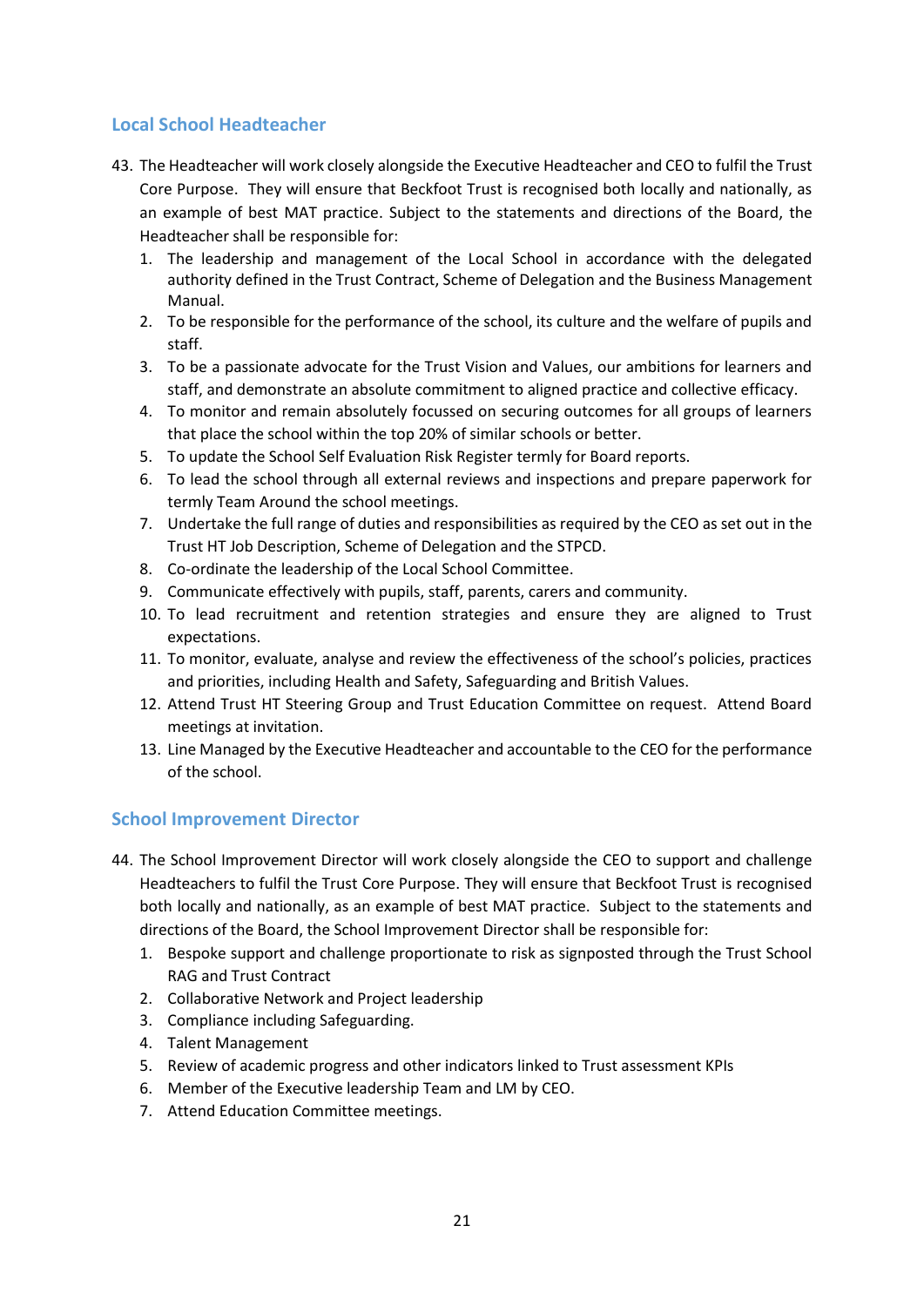## Local School Headteacher

43. The Headteacher will work closely alongside the Executive Headteacher and CEO to fulfil the Trust Core Purpose. They will ensure that Beckfoot Trust is recognised both locally and nationally, as an example of best MAT practice. Subject to the statements and directions of the Board, the Headteacher shall be responsible for:
    1. The leadership and management of the Local School in accordance with the delegated authority defined in the Trust Contract, Scheme of Delegation and the Business Management Manual.
    2. To be responsible for the performance of the school, its culture and the welfare of pupils and staff.
    3. To be a passionate advocate for the Trust Vision and Values, our ambitions for learners and staff, and demonstrate an absolute commitment to aligned practice and collective efficacy.
    4. To monitor and remain absolutely focussed on securing outcomes for all groups of learners that place the school within the top 20% of similar schools or better.
    5. To update the School Self Evaluation Risk Register termly for Board reports.
    6. To lead the school through all external reviews and inspections and prepare paperwork for termly Team Around the school meetings.
    7. Undertake the full range of duties and responsibilities as required by the CEO as set out in the Trust HT Job Description, Scheme of Delegation and the STPCD.
    8. Co-ordinate the leadership of the Local School Committee.
    9. Communicate effectively with pupils, staff, parents, carers and community.
    10. To lead recruitment and retention strategies and ensure they are aligned to Trust expectations.
    11. To monitor, evaluate, analyse and review the effectiveness of the school's policies, practices and priorities, including Health and Safety, Safeguarding and British Values.
    12. Attend Trust HT Steering Group and Trust Education Committee on request. Attend Board meetings at invitation.
    13. Line Managed by the Executive Headteacher and accountable to the CEO for the performance of the school.

## School Improvement Director

44. The School Improvement Director will work closely alongside the CEO to support and challenge Headteachers to fulfil the Trust Core Purpose. They will ensure that Beckfoot Trust is recognised both locally and nationally, as an example of best MAT practice. Subject to the statements and directions of the Board, the School Improvement Director shall be responsible for:
    1. Bespoke support and challenge proportionate to risk as signposted through the Trust School RAG and Trust Contract
    2. Collaborative Network and Project leadership
    3. Compliance including Safeguarding.
    4. Talent Management
    5. Review of academic progress and other indicators linked to Trust assessment KPIs
    6. Member of the Executive leadership Team and LM by CEO.
    7. Attend Education Committee meetings.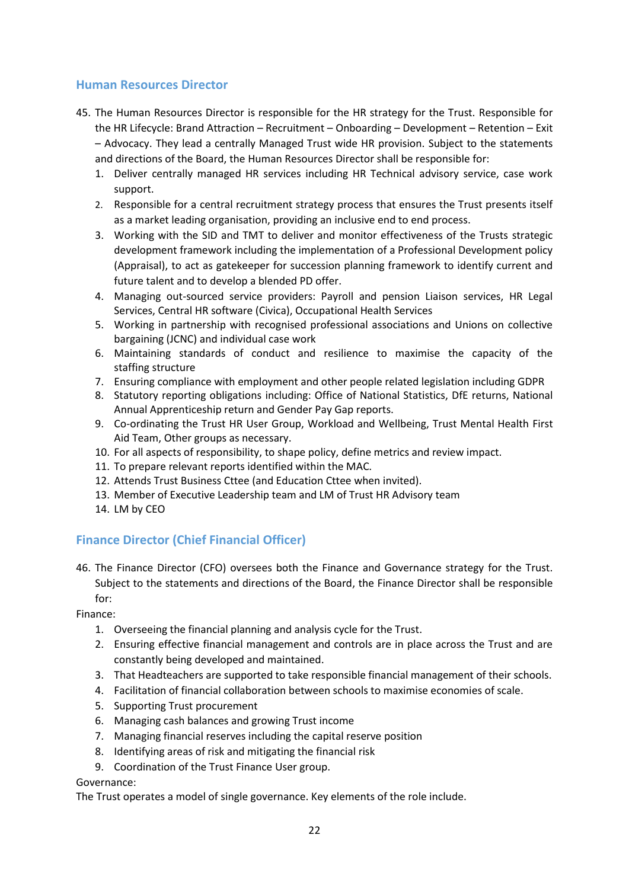## Human Resources Director

45. The Human Resources Director is responsible for the HR strategy for the Trust. Responsible for the HR Lifecycle: Brand Attraction – Recruitment – Onboarding – Development – Retention – Exit – Advocacy. They lead a centrally Managed Trust wide HR provision. Subject to the statements and directions of the Board, the Human Resources Director shall be responsible for:
    1. Deliver centrally managed HR services including HR Technical advisory service, case work support.
    2. Responsible for a central recruitment strategy process that ensures the Trust presents itself as a market leading organisation, providing an inclusive end to end process.
    3. Working with the SID and TMT to deliver and monitor effectiveness of the Trusts strategic development framework including the implementation of a Professional Development policy (Appraisal), to act as gatekeeper for succession planning framework to identify current and future talent and to develop a blended PD offer.
    4. Managing out-sourced service providers: Payroll and pension Liaison services, HR Legal Services, Central HR software (Civica), Occupational Health Services
    5. Working in partnership with recognised professional associations and Unions on collective bargaining (JCNC) and individual case work
    6. Maintaining standards of conduct and resilience to maximise the capacity of the staffing structure
    7. Ensuring compliance with employment and other people related legislation including GDPR
    8. Statutory reporting obligations including: Office of National Statistics, DfE returns, National Annual Apprenticeship return and Gender Pay Gap reports.
    9. Co-ordinating the Trust HR User Group, Workload and Wellbeing, Trust Mental Health First Aid Team, Other groups as necessary.
    10. For all aspects of responsibility, to shape policy, define metrics and review impact.
    11. To prepare relevant reports identified within the MAC.
    12. Attends Trust Business Cttee (and Education Cttee when invited).
    13. Member of Executive Leadership team and LM of Trust HR Advisory team
    14. LM by CEO

## Finance Director (Chief Financial Officer)

46. The Finance Director (CFO) oversees both the Finance and Governance strategy for the Trust. Subject to the statements and directions of the Board, the Finance Director shall be responsible for:

Finance:

1. Overseeing the financial planning and analysis cycle for the Trust.
2. Ensuring effective financial management and controls are in place across the Trust and are constantly being developed and maintained.
3. That Headteachers are supported to take responsible financial management of their schools.
4. Facilitation of financial collaboration between schools to maximise economies of scale.
5. Supporting Trust procurement
6. Managing cash balances and growing Trust income
7. Managing financial reserves including the capital reserve position
8. Identifying areas of risk and mitigating the financial risk
9. Coordination of the Trust Finance User group.

Governance:

The Trust operates a model of single governance. Key elements of the role include.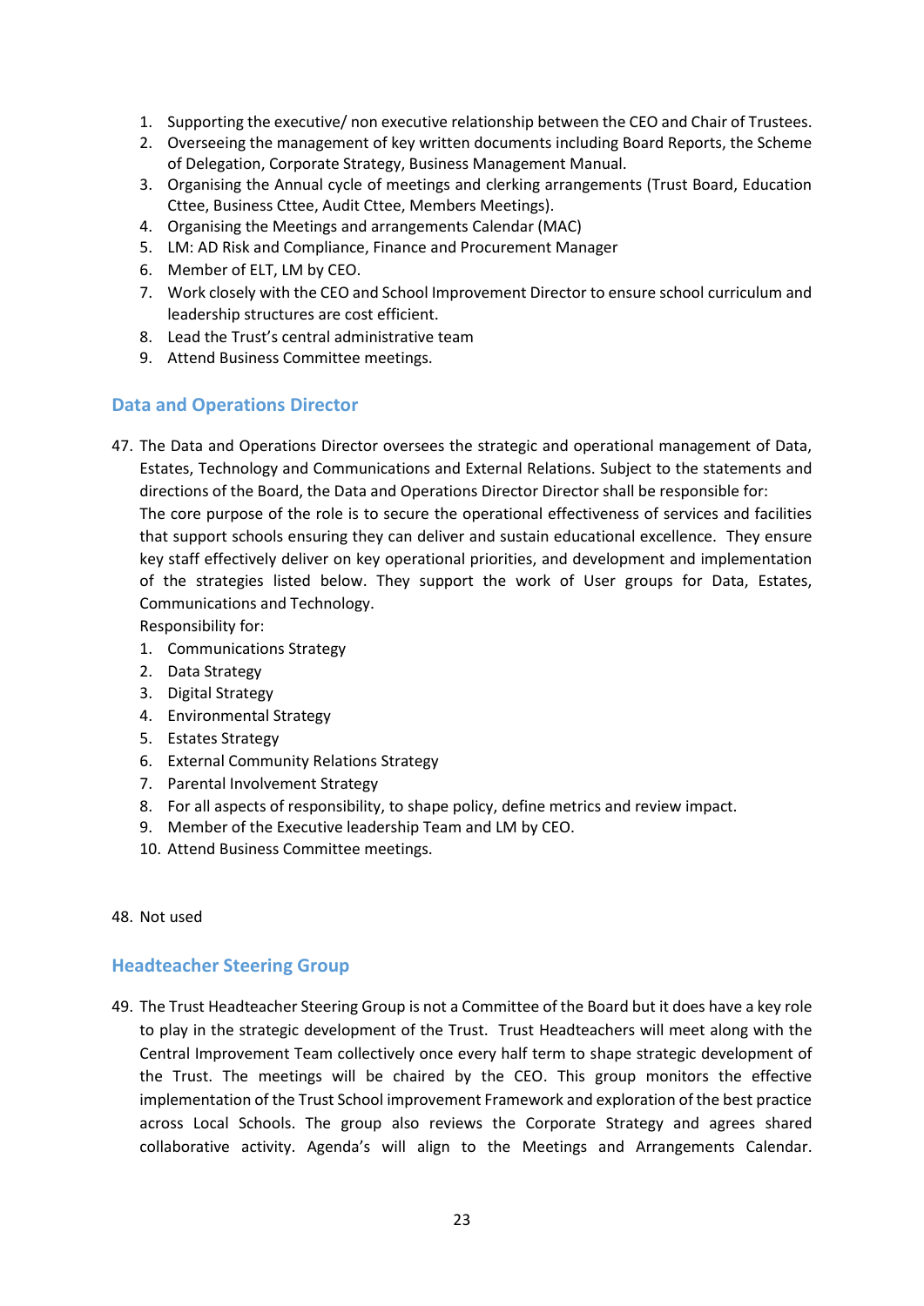1. Supporting the executive/ non executive relationship between the CEO and Chair of Trustees.
2. Overseeing the management of key written documents including Board Reports, the Scheme of Delegation, Corporate Strategy, Business Management Manual.
3. Organising the Annual cycle of meetings and clerking arrangements (Trust Board, Education Cttee, Business Cttee, Audit Cttee, Members Meetings).
4. Organising the Meetings and arrangements Calendar (MAC)
5. LM: AD Risk and Compliance, Finance and Procurement Manager
6. Member of ELT, LM by CEO.
7. Work closely with the CEO and School Improvement Director to ensure school curriculum and leadership structures are cost efficient.
8. Lead the Trust's central administrative team
9. Attend Business Committee meetings.

## Data and Operations Director

47. The Data and Operations Director oversees the strategic and operational management of Data, Estates, Technology and Communications and External Relations. Subject to the statements and directions of the Board, the Data and Operations Director Director shall be responsible for:
    The core purpose of the role is to secure the operational effectiveness of services and facilities that support schools ensuring they can deliver and sustain educational excellence. They ensure key staff effectively deliver on key operational priorities, and development and implementation of the strategies listed below. They support the work of User groups for Data, Estates, Communications and Technology.
    Responsibility for:
    1. Communications Strategy
    2. Data Strategy
    3. Digital Strategy
    4. Environmental Strategy
    5. Estates Strategy
    6. External Community Relations Strategy
    7. Parental Involvement Strategy
    8. For all aspects of responsibility, to shape policy, define metrics and review impact.
    9. Member of the Executive leadership Team and LM by CEO.
    10. Attend Business Committee meetings.

48. Not used

## Headteacher Steering Group

49. The Trust Headteacher Steering Group is not a Committee of the Board but it does have a key role to play in the strategic development of the Trust. Trust Headteachers will meet along with the Central Improvement Team collectively once every half term to shape strategic development of the Trust. The meetings will be chaired by the CEO. This group monitors the effective implementation of the Trust School improvement Framework and exploration of the best practice across Local Schools. The group also reviews the Corporate Strategy and agrees shared collaborative activity. Agenda's will align to the Meetings and Arrangements Calendar.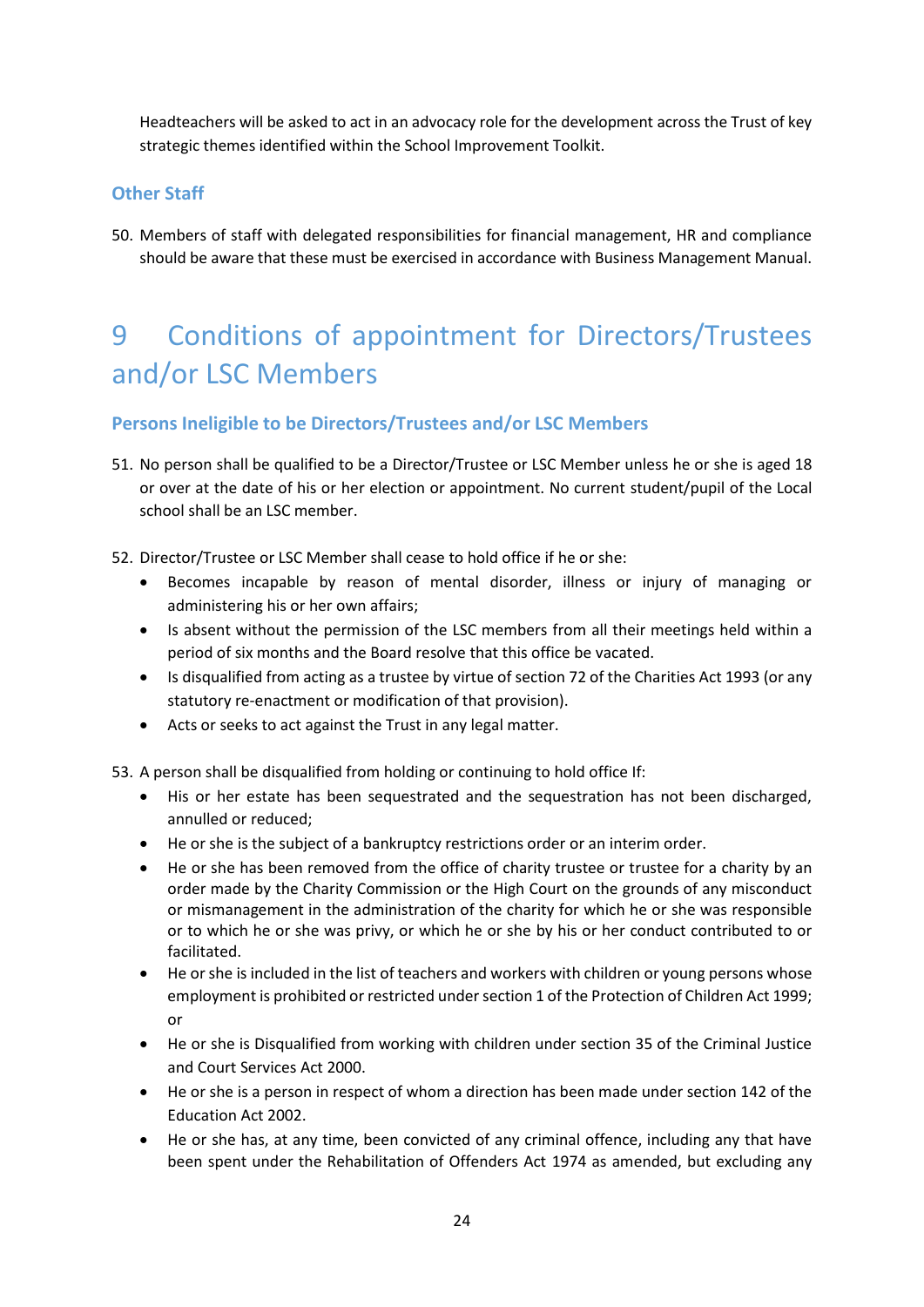Headteachers will be asked to act in an advocacy role for the development across the Trust of key strategic themes identified within the School Improvement Toolkit.

### Other Staff

50. Members of staff with delegated responsibilities for financial management, HR and compliance should be aware that these must be exercised in accordance with Business Management Manual.

# 9 Conditions of appointment for Directors/Trustees and/or LSC Members

### Persons Ineligible to be Directors/Trustees and/or LSC Members

51. No person shall be qualified to be a Director/Trustee or LSC Member unless he or she is aged 18 or over at the date of his or her election or appointment. No current student/pupil of the Local school shall be an LSC member.

52. Director/Trustee or LSC Member shall cease to hold office if he or she:
    - Becomes incapable by reason of mental disorder, illness or injury of managing or administering his or her own affairs;
    - Is absent without the permission of the LSC members from all their meetings held within a period of six months and the Board resolve that this office be vacated.
    - Is disqualified from acting as a trustee by virtue of section 72 of the Charities Act 1993 (or any statutory re-enactment or modification of that provision).
    - Acts or seeks to act against the Trust in any legal matter.

53. A person shall be disqualified from holding or continuing to hold office If:
    - His or her estate has been sequestrated and the sequestration has not been discharged, annulled or reduced;
    - He or she is the subject of a bankruptcy restrictions order or an interim order.
    - He or she has been removed from the office of charity trustee or trustee for a charity by an order made by the Charity Commission or the High Court on the grounds of any misconduct or mismanagement in the administration of the charity for which he or she was responsible or to which he or she was privy, or which he or she by his or her conduct contributed to or facilitated.
    - He or she is included in the list of teachers and workers with children or young persons whose employment is prohibited or restricted under section 1 of the Protection of Children Act 1999; or
    - He or she is Disqualified from working with children under section 35 of the Criminal Justice and Court Services Act 2000.
    - He or she is a person in respect of whom a direction has been made under section 142 of the Education Act 2002.
    - He or she has, at any time, been convicted of any criminal offence, including any that have been spent under the Rehabilitation of Offenders Act 1974 as amended, but excluding any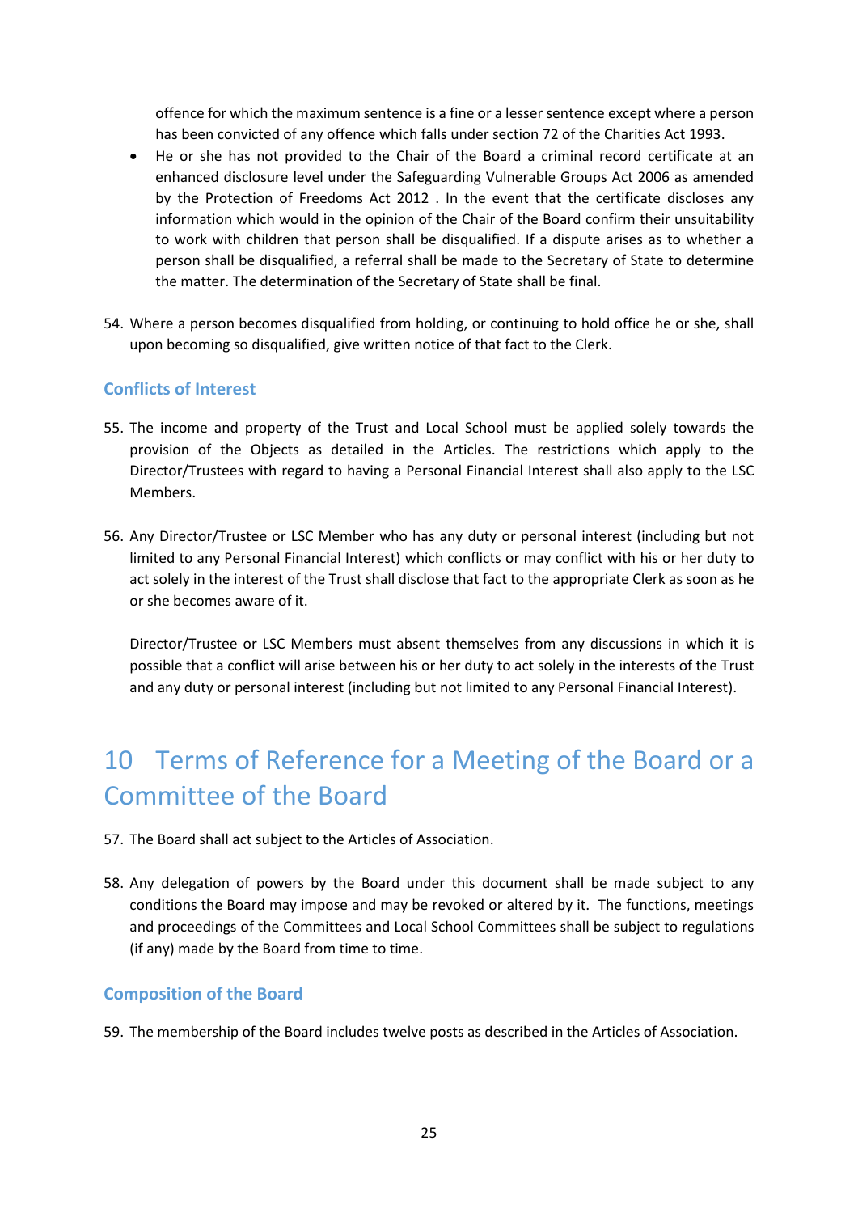offence for which the maximum sentence is a fine or a lesser sentence except where a person has been convicted of any offence which falls under section 72 of the Charities Act 1993.

- He or she has not provided to the Chair of the Board a criminal record certificate at an enhanced disclosure level under the Safeguarding Vulnerable Groups Act 2006 as amended by the Protection of Freedoms Act 2012 . In the event that the certificate discloses any information which would in the opinion of the Chair of the Board confirm their unsuitability to work with children that person shall be disqualified. If a dispute arises as to whether a person shall be disqualified, a referral shall be made to the Secretary of State to determine the matter. The determination of the Secretary of State shall be final.

54. Where a person becomes disqualified from holding, or continuing to hold office he or she, shall upon becoming so disqualified, give written notice of that fact to the Clerk.

### Conflicts of Interest

55. The income and property of the Trust and Local School must be applied solely towards the provision of the Objects as detailed in the Articles. The restrictions which apply to the Director/Trustees with regard to having a Personal Financial Interest shall also apply to the LSC Members.

56. Any Director/Trustee or LSC Member who has any duty or personal interest (including but not limited to any Personal Financial Interest) which conflicts or may conflict with his or her duty to act solely in the interest of the Trust shall disclose that fact to the appropriate Clerk as soon as he or she becomes aware of it.

    Director/Trustee or LSC Members must absent themselves from any discussions in which it is possible that a conflict will arise between his or her duty to act solely in the interests of the Trust and any duty or personal interest (including but not limited to any Personal Financial Interest).

# 10 Terms of Reference for a Meeting of the Board or a Committee of the Board

57. The Board shall act subject to the Articles of Association.

58. Any delegation of powers by the Board under this document shall be made subject to any conditions the Board may impose and may be revoked or altered by it. The functions, meetings and proceedings of the Committees and Local School Committees shall be subject to regulations (if any) made by the Board from time to time.

### Composition of the Board

59. The membership of the Board includes twelve posts as described in the Articles of Association.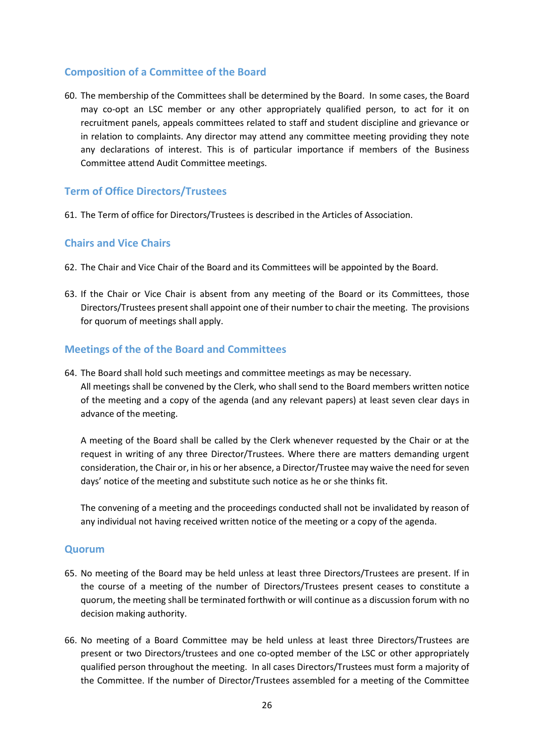## Composition of a Committee of the Board

60. The membership of the Committees shall be determined by the Board. In some cases, the Board may co-opt an LSC member or any other appropriately qualified person, to act for it on recruitment panels, appeals committees related to staff and student discipline and grievance or in relation to complaints. Any director may attend any committee meeting providing they note any declarations of interest. This is of particular importance if members of the Business Committee attend Audit Committee meetings.

## Term of Office Directors/Trustees

61. The Term of office for Directors/Trustees is described in the Articles of Association.

## Chairs and Vice Chairs

62. The Chair and Vice Chair of the Board and its Committees will be appointed by the Board.

63. If the Chair or Vice Chair is absent from any meeting of the Board or its Committees, those Directors/Trustees present shall appoint one of their number to chair the meeting. The provisions for quorum of meetings shall apply.

## Meetings of the of the Board and Committees

64. The Board shall hold such meetings and committee meetings as may be necessary.
    All meetings shall be convened by the Clerk, who shall send to the Board members written notice of the meeting and a copy of the agenda (and any relevant papers) at least seven clear days in advance of the meeting.

    A meeting of the Board shall be called by the Clerk whenever requested by the Chair or at the request in writing of any three Director/Trustees. Where there are matters demanding urgent consideration, the Chair or, in his or her absence, a Director/Trustee may waive the need for seven days' notice of the meeting and substitute such notice as he or she thinks fit.

    The convening of a meeting and the proceedings conducted shall not be invalidated by reason of any individual not having received written notice of the meeting or a copy of the agenda.

## Quorum

65. No meeting of the Board may be held unless at least three Directors/Trustees are present. If in the course of a meeting of the number of Directors/Trustees present ceases to constitute a quorum, the meeting shall be terminated forthwith or will continue as a discussion forum with no decision making authority.

66. No meeting of a Board Committee may be held unless at least three Directors/Trustees are present or two Directors/trustees and one co-opted member of the LSC or other appropriately qualified person throughout the meeting. In all cases Directors/Trustees must form a majority of the Committee. If the number of Director/Trustees assembled for a meeting of the Committee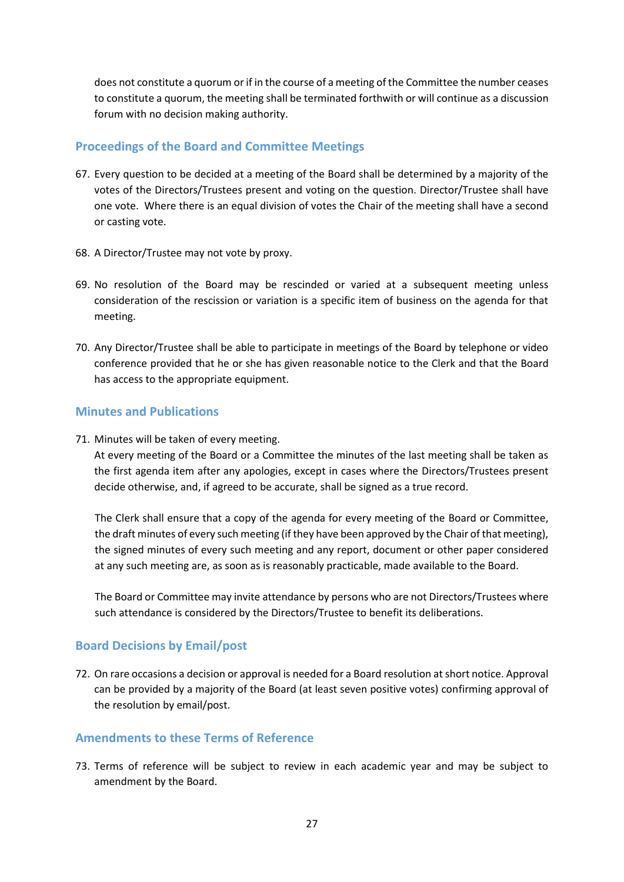does not constitute a quorum or if in the course of a meeting of the Committee the number ceases to constitute a quorum, the meeting shall be terminated forthwith or will continue as a discussion forum with no decision making authority.

## Proceedings of the Board and Committee Meetings

67. Every question to be decided at a meeting of the Board shall be determined by a majority of the votes of the Directors/Trustees present and voting on the question. Director/Trustee shall have one vote. Where there is an equal division of votes the Chair of the meeting shall have a second or casting vote.

68. A Director/Trustee may not vote by proxy.

69. No resolution of the Board may be rescinded or varied at a subsequent meeting unless consideration of the rescission or variation is a specific item of business on the agenda for that meeting.

70. Any Director/Trustee shall be able to participate in meetings of the Board by telephone or video conference provided that he or she has given reasonable notice to the Clerk and that the Board has access to the appropriate equipment.

## Minutes and Publications

71. Minutes will be taken of every meeting.
    At every meeting of the Board or a Committee the minutes of the last meeting shall be taken as the first agenda item after any apologies, except in cases where the Directors/Trustees present decide otherwise, and, if agreed to be accurate, shall be signed as a true record.

    The Clerk shall ensure that a copy of the agenda for every meeting of the Board or Committee, the draft minutes of every such meeting (if they have been approved by the Chair of that meeting), the signed minutes of every such meeting and any report, document or other paper considered at any such meeting are, as soon as is reasonably practicable, made available to the Board.

    The Board or Committee may invite attendance by persons who are not Directors/Trustees where such attendance is considered by the Directors/Trustee to benefit its deliberations.

## Board Decisions by Email/post

72. On rare occasions a decision or approval is needed for a Board resolution at short notice. Approval can be provided by a majority of the Board (at least seven positive votes) confirming approval of the resolution by email/post.

## Amendments to these Terms of Reference

73. Terms of reference will be subject to review in each academic year and may be subject to amendment by the Board.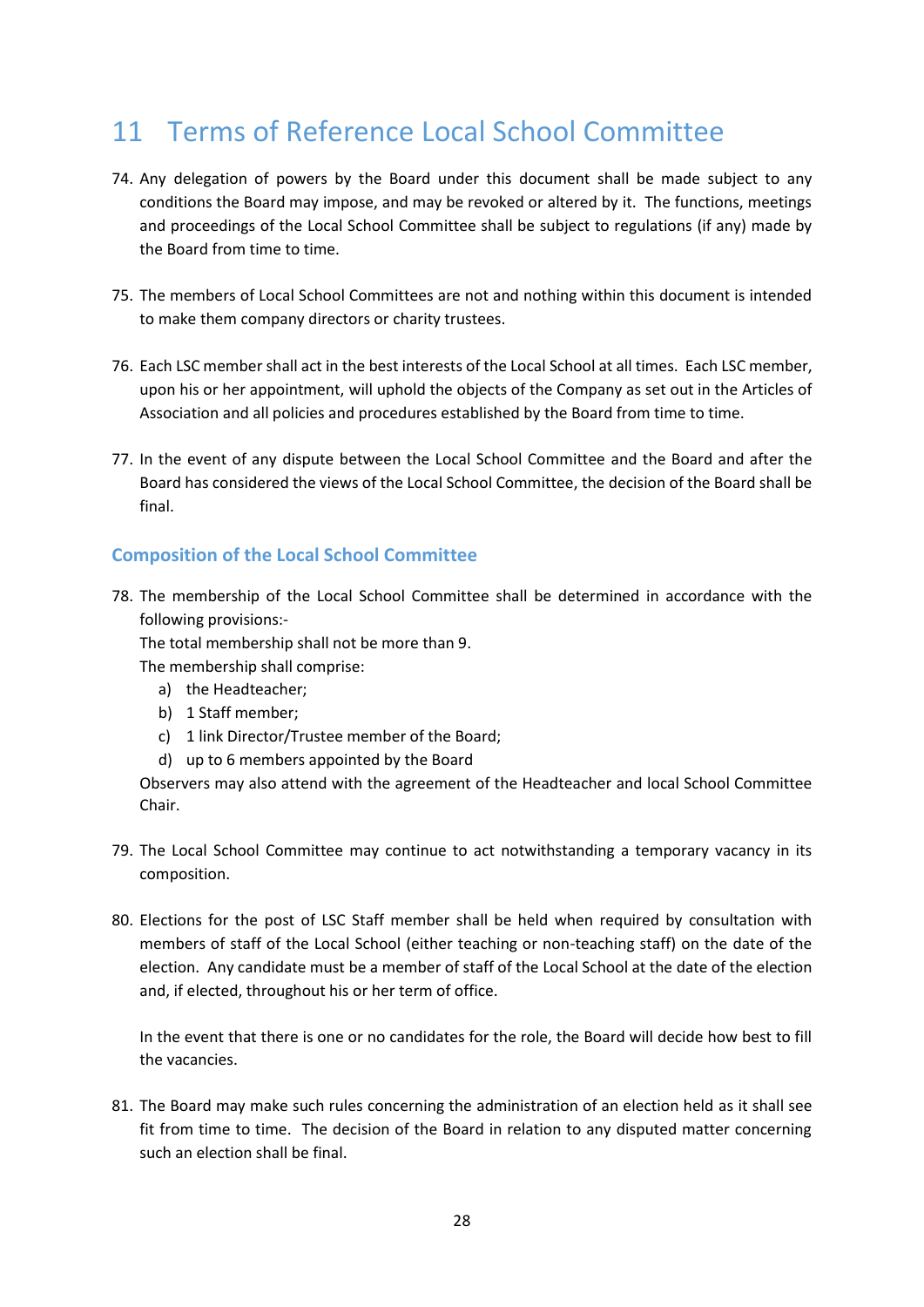# 11 Terms of Reference Local School Committee

74. Any delegation of powers by the Board under this document shall be made subject to any conditions the Board may impose, and may be revoked or altered by it. The functions, meetings and proceedings of the Local School Committee shall be subject to regulations (if any) made by the Board from time to time.

75. The members of Local School Committees are not and nothing within this document is intended to make them company directors or charity trustees.

76. Each LSC member shall act in the best interests of the Local School at all times. Each LSC member, upon his or her appointment, will uphold the objects of the Company as set out in the Articles of Association and all policies and procedures established by the Board from time to time.

77. In the event of any dispute between the Local School Committee and the Board and after the Board has considered the views of the Local School Committee, the decision of the Board shall be final.

### Composition of the Local School Committee

78. The membership of the Local School Committee shall be determined in accordance with the following provisions:-

    The total membership shall not be more than 9.

    The membership shall comprise:

    a) the Headteacher;
    b) 1 Staff member;
    c) 1 link Director/Trustee member of the Board;
    d) up to 6 members appointed by the Board

    Observers may also attend with the agreement of the Headteacher and local School Committee Chair.

79. The Local School Committee may continue to act notwithstanding a temporary vacancy in its composition.

80. Elections for the post of LSC Staff member shall be held when required by consultation with members of staff of the Local School (either teaching or non-teaching staff) on the date of the election. Any candidate must be a member of staff of the Local School at the date of the election and, if elected, throughout his or her term of office.

    In the event that there is one or no candidates for the role, the Board will decide how best to fill the vacancies.

81. The Board may make such rules concerning the administration of an election held as it shall see fit from time to time. The decision of the Board in relation to any disputed matter concerning such an election shall be final.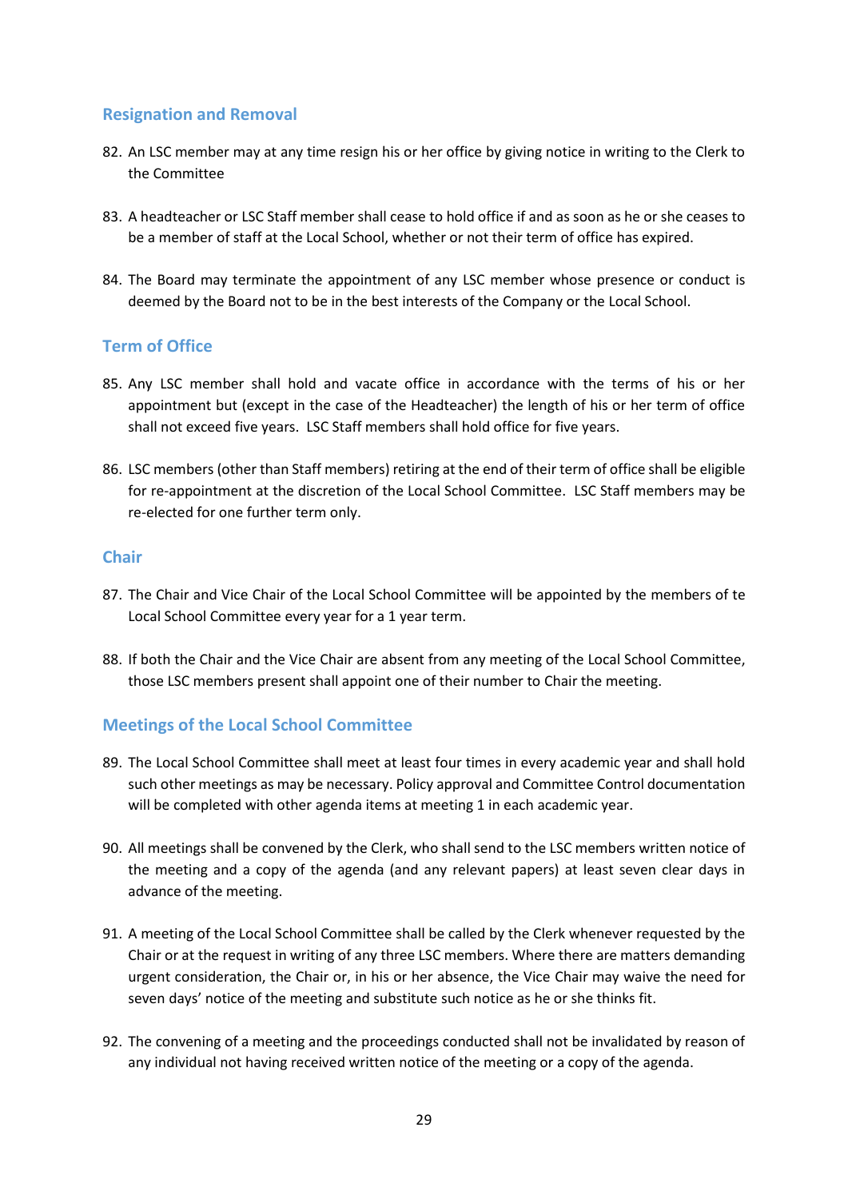## Resignation and Removal

82. An LSC member may at any time resign his or her office by giving notice in writing to the Clerk to the Committee

83. A headteacher or LSC Staff member shall cease to hold office if and as soon as he or she ceases to be a member of staff at the Local School, whether or not their term of office has expired.

84. The Board may terminate the appointment of any LSC member whose presence or conduct is deemed by the Board not to be in the best interests of the Company or the Local School.

## Term of Office

85. Any LSC member shall hold and vacate office in accordance with the terms of his or her appointment but (except in the case of the Headteacher) the length of his or her term of office shall not exceed five years. LSC Staff members shall hold office for five years.

86. LSC members (other than Staff members) retiring at the end of their term of office shall be eligible for re-appointment at the discretion of the Local School Committee. LSC Staff members may be re-elected for one further term only.

## Chair

87. The Chair and Vice Chair of the Local School Committee will be appointed by the members of te Local School Committee every year for a 1 year term.

88. If both the Chair and the Vice Chair are absent from any meeting of the Local School Committee, those LSC members present shall appoint one of their number to Chair the meeting.

## Meetings of the Local School Committee

89. The Local School Committee shall meet at least four times in every academic year and shall hold such other meetings as may be necessary. Policy approval and Committee Control documentation will be completed with other agenda items at meeting 1 in each academic year.

90. All meetings shall be convened by the Clerk, who shall send to the LSC members written notice of the meeting and a copy of the agenda (and any relevant papers) at least seven clear days in advance of the meeting.

91. A meeting of the Local School Committee shall be called by the Clerk whenever requested by the Chair or at the request in writing of any three LSC members. Where there are matters demanding urgent consideration, the Chair or, in his or her absence, the Vice Chair may waive the need for seven days' notice of the meeting and substitute such notice as he or she thinks fit.

92. The convening of a meeting and the proceedings conducted shall not be invalidated by reason of any individual not having received written notice of the meeting or a copy of the agenda.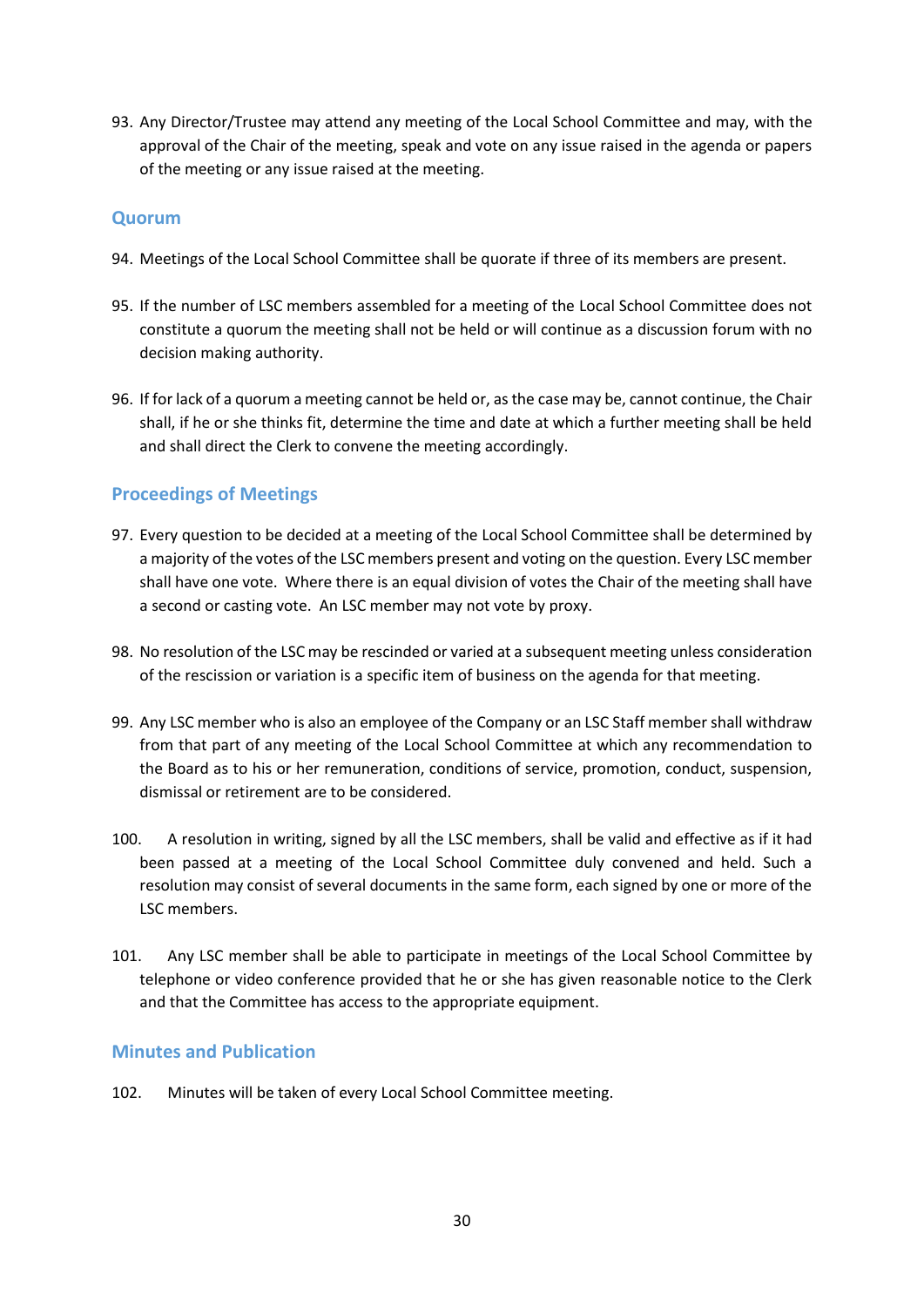93. Any Director/Trustee may attend any meeting of the Local School Committee and may, with the approval of the Chair of the meeting, speak and vote on any issue raised in the agenda or papers of the meeting or any issue raised at the meeting.

## Quorum

94. Meetings of the Local School Committee shall be quorate if three of its members are present.

95. If the number of LSC members assembled for a meeting of the Local School Committee does not constitute a quorum the meeting shall not be held or will continue as a discussion forum with no decision making authority.

96. If for lack of a quorum a meeting cannot be held or, as the case may be, cannot continue, the Chair shall, if he or she thinks fit, determine the time and date at which a further meeting shall be held and shall direct the Clerk to convene the meeting accordingly.

## Proceedings of Meetings

97. Every question to be decided at a meeting of the Local School Committee shall be determined by a majority of the votes of the LSC members present and voting on the question. Every LSC member shall have one vote. Where there is an equal division of votes the Chair of the meeting shall have a second or casting vote. An LSC member may not vote by proxy.

98. No resolution of the LSC may be rescinded or varied at a subsequent meeting unless consideration of the rescission or variation is a specific item of business on the agenda for that meeting.

99. Any LSC member who is also an employee of the Company or an LSC Staff member shall withdraw from that part of any meeting of the Local School Committee at which any recommendation to the Board as to his or her remuneration, conditions of service, promotion, conduct, suspension, dismissal or retirement are to be considered.

100. A resolution in writing, signed by all the LSC members, shall be valid and effective as if it had been passed at a meeting of the Local School Committee duly convened and held. Such a resolution may consist of several documents in the same form, each signed by one or more of the LSC members.

101. Any LSC member shall be able to participate in meetings of the Local School Committee by telephone or video conference provided that he or she has given reasonable notice to the Clerk and that the Committee has access to the appropriate equipment.

## Minutes and Publication

102. Minutes will be taken of every Local School Committee meeting.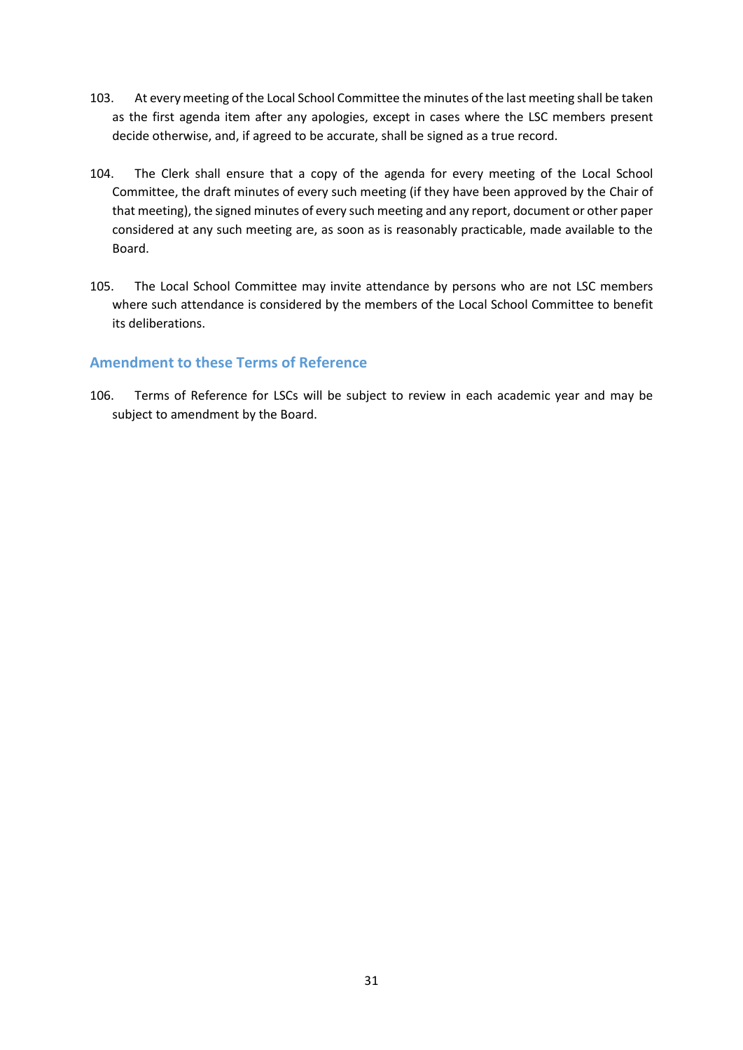103. At every meeting of the Local School Committee the minutes of the last meeting shall be taken as the first agenda item after any apologies, except in cases where the LSC members present decide otherwise, and, if agreed to be accurate, shall be signed as a true record.

104. The Clerk shall ensure that a copy of the agenda for every meeting of the Local School Committee, the draft minutes of every such meeting (if they have been approved by the Chair of that meeting), the signed minutes of every such meeting and any report, document or other paper considered at any such meeting are, as soon as is reasonably practicable, made available to the Board.

105. The Local School Committee may invite attendance by persons who are not LSC members where such attendance is considered by the members of the Local School Committee to benefit its deliberations.

## Amendment to these Terms of Reference

106. Terms of Reference for LSCs will be subject to review in each academic year and may be subject to amendment by the Board.